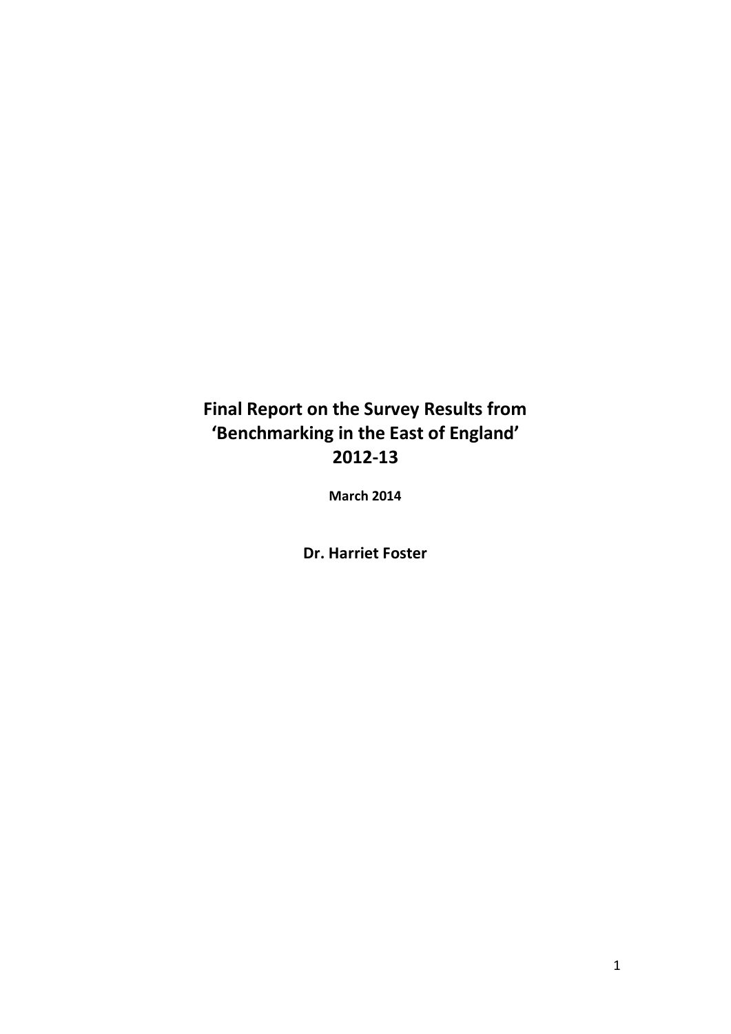# Final Report on the Survey Results from 'Benchmarking in the East of England' 2012-13

**March 2014**

**Dr. Harriet Foster**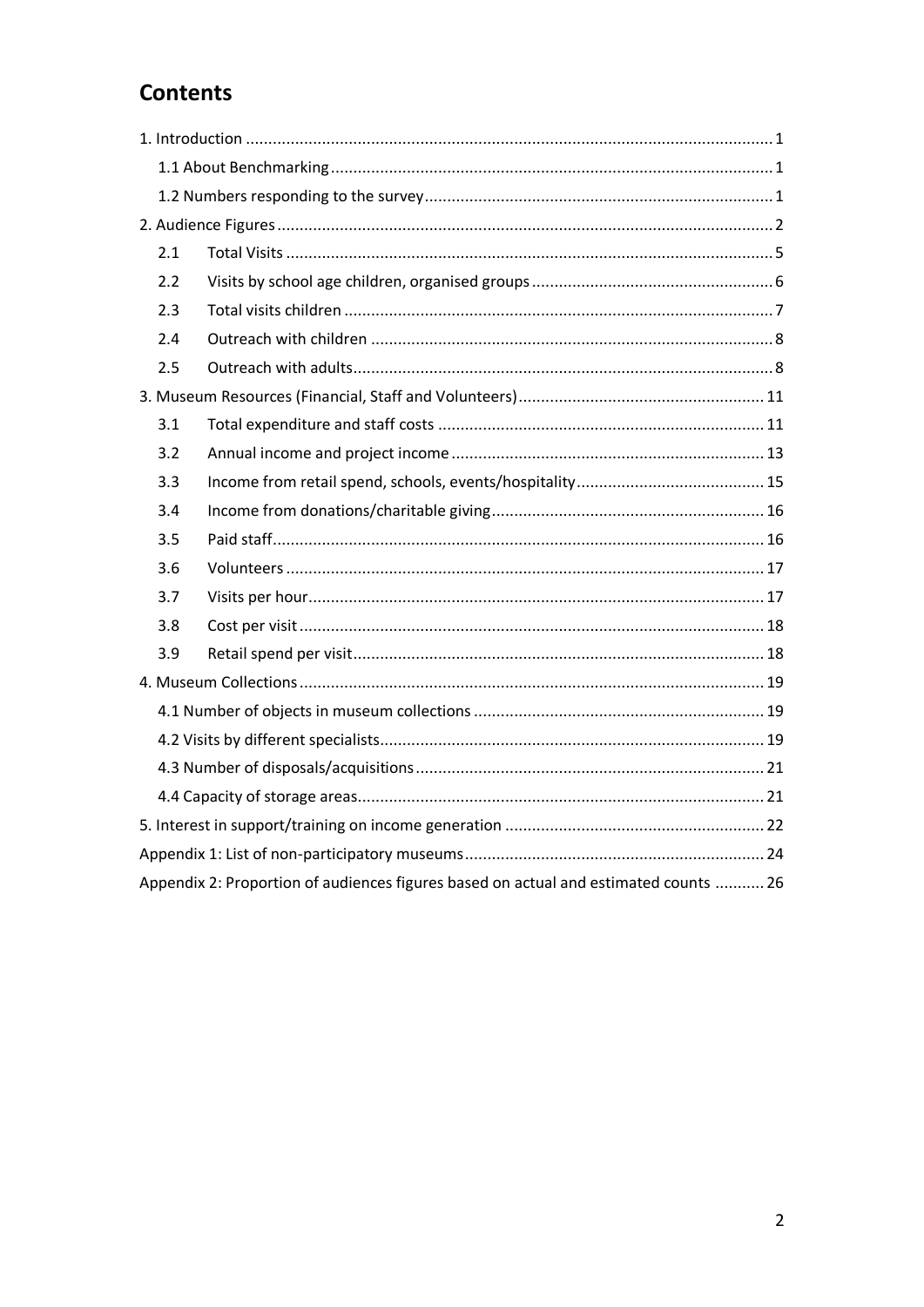# Contents

1. Introduction ..................................................................................................................... 1
   - 1.1 About Benchmarking ................................................................................................. 1
   - 1.2 Numbers responding to the survey ............................................................................ 1
2. Audience Figures ............................................................................................................. 2
   - 2.1 Total Visits ........................................................................................................... 5
   - 2.2 Visits by school age children, organised groups ..................................................... 6
   - 2.3 Total visits children .............................................................................................. 7
   - 2.4 Outreach with children ......................................................................................... 8
   - 2.5 Outreach with adults ............................................................................................. 8
3. Museum Resources (Financial, Staff and Volunteers) ...................................................... 11
   - 3.1 Total expenditure and staff costs ........................................................................ 11
   - 3.2 Annual income and project income ..................................................................... 13
   - 3.3 Income from retail spend, schools, events/hospitality .......................................... 15
   - 3.4 Income from donations/charitable giving ............................................................ 16
   - 3.5 Paid staff ............................................................................................................. 16
   - 3.6 Volunteers .......................................................................................................... 17
   - 3.7 Visits per hour ..................................................................................................... 17
   - 3.8 Cost per visit ....................................................................................................... 18
   - 3.9 Retail spend per visit ........................................................................................... 18
4. Museum Collections ....................................................................................................... 19
   - 4.1 Number of objects in museum collections ................................................................ 19
   - 4.2 Visits by different specialists ..................................................................................... 19
   - 4.3 Number of disposals/acquisitions ............................................................................. 21
   - 4.4 Capacity of storage areas .......................................................................................... 21
5. Interest in support/training on income generation .......................................................... 22

Appendix 1: List of non-participatory museums .................................................................. 24

Appendix 2: Proportion of audiences figures based on actual and estimated counts ........... 26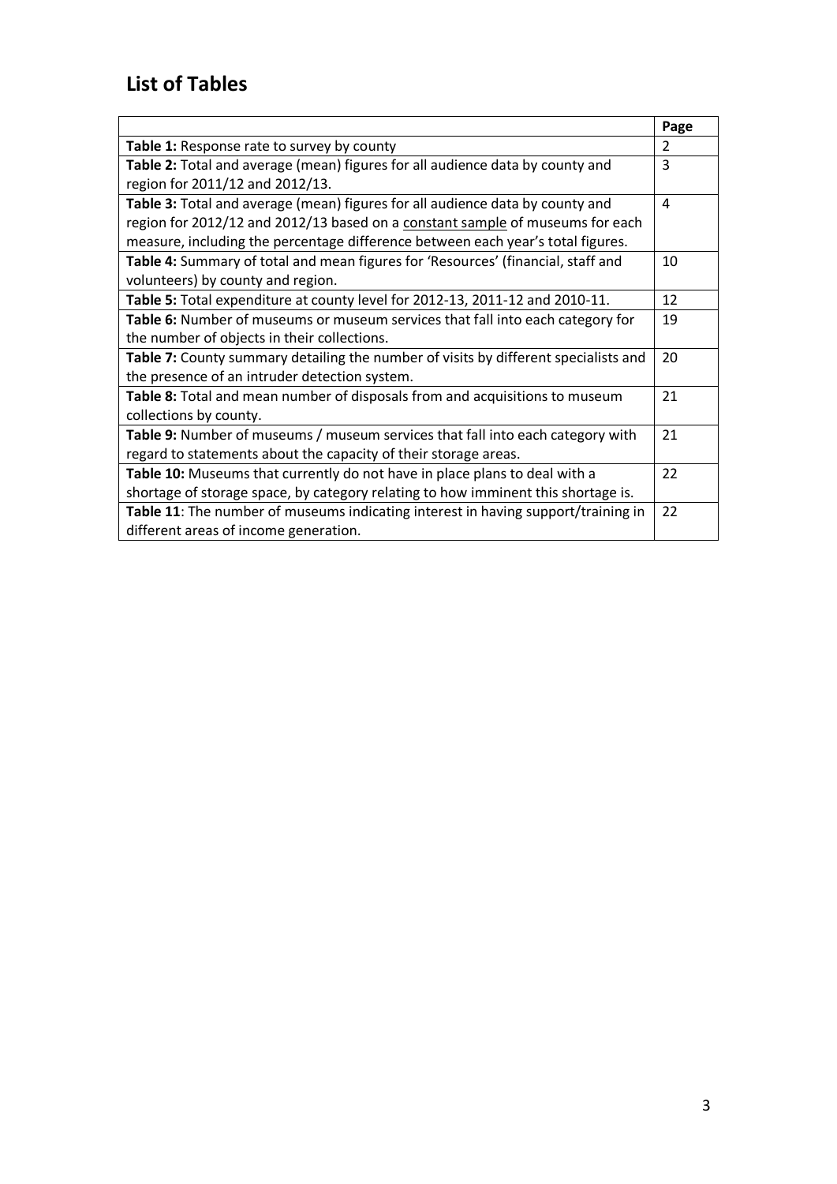## List of Tables

| | Page |
|---|---|
| **Table 1:** Response rate to survey by county | 2 |
| **Table 2:** Total and average (mean) figures for all audience data by county and region for 2011/12 and 2012/13. | 3 |
| **Table 3:** Total and average (mean) figures for all audience data by county and region for 2012/12 and 2012/13 based on a constant sample of museums for each measure, including the percentage difference between each year's total figures. | 4 |
| **Table 4:** Summary of total and mean figures for 'Resources' (financial, staff and volunteers) by county and region. | 10 |
| **Table 5:** Total expenditure at county level for 2012-13, 2011-12 and 2010-11. | 12 |
| **Table 6:** Number of museums or museum services that fall into each category for the number of objects in their collections. | 19 |
| **Table 7:** County summary detailing the number of visits by different specialists and the presence of an intruder detection system. | 20 |
| **Table 8:** Total and mean number of disposals from and acquisitions to museum collections by county. | 21 |
| **Table 9:** Number of museums / museum services that fall into each category with regard to statements about the capacity of their storage areas. | 21 |
| **Table 10:** Museums that currently do not have in place plans to deal with a shortage of storage space, by category relating to how imminent this shortage is. | 22 |
| **Table 11**: The number of museums indicating interest in having support/training in different areas of income generation. | 22 |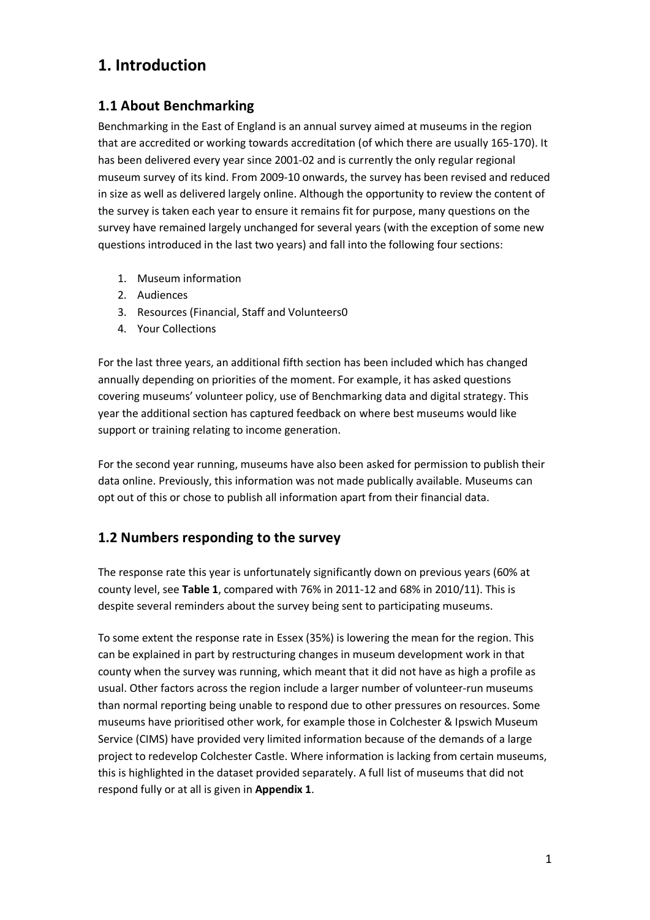# 1. Introduction

## 1.1 About Benchmarking

Benchmarking in the East of England is an annual survey aimed at museums in the region that are accredited or working towards accreditation (of which there are usually 165-170). It has been delivered every year since 2001-02 and is currently the only regular regional museum survey of its kind. From 2009-10 onwards, the survey has been revised and reduced in size as well as delivered largely online. Although the opportunity to review the content of the survey is taken each year to ensure it remains fit for purpose, many questions on the survey have remained largely unchanged for several years (with the exception of some new questions introduced in the last two years) and fall into the following four sections:

1. Museum information
2. Audiences
3. Resources (Financial, Staff and Volunteers0
4. Your Collections

For the last three years, an additional fifth section has been included which has changed annually depending on priorities of the moment. For example, it has asked questions covering museums' volunteer policy, use of Benchmarking data and digital strategy. This year the additional section has captured feedback on where best museums would like support or training relating to income generation.

For the second year running, museums have also been asked for permission to publish their data online. Previously, this information was not made publically available. Museums can opt out of this or chose to publish all information apart from their financial data.

## 1.2 Numbers responding to the survey

The response rate this year is unfortunately significantly down on previous years (60% at county level, see **Table 1**, compared with 76% in 2011-12 and 68% in 2010/11). This is despite several reminders about the survey being sent to participating museums.

To some extent the response rate in Essex (35%) is lowering the mean for the region. This can be explained in part by restructuring changes in museum development work in that county when the survey was running, which meant that it did not have as high a profile as usual. Other factors across the region include a larger number of volunteer-run museums than normal reporting being unable to respond due to other pressures on resources. Some museums have prioritised other work, for example those in Colchester & Ipswich Museum Service (CIMS) have provided very limited information because of the demands of a large project to redevelop Colchester Castle. Where information is lacking from certain museums, this is highlighted in the dataset provided separately. A full list of museums that did not respond fully or at all is given in **Appendix 1**.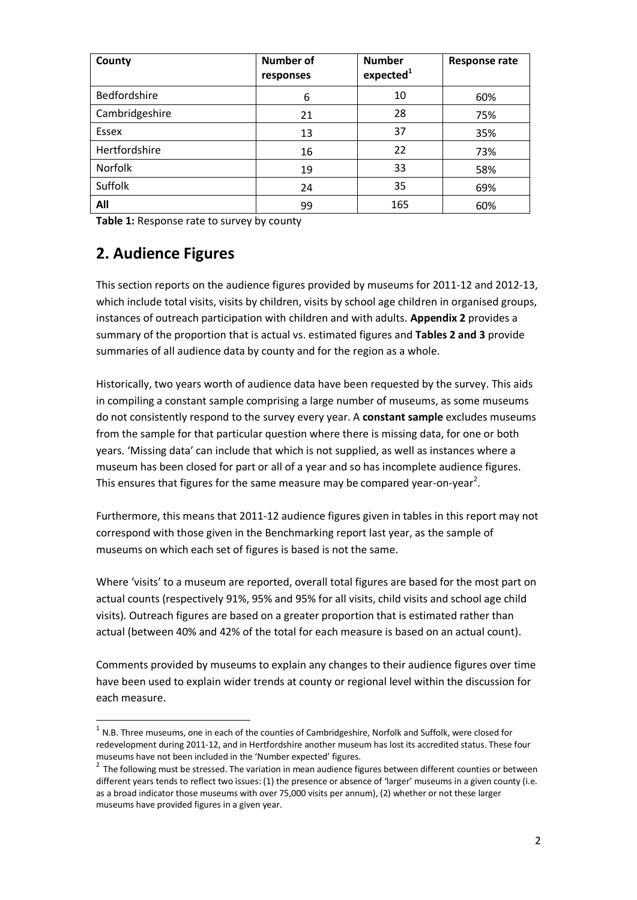| County | Number of responses | Number expected[1] | Response rate |
|---|---|---|---|
| Bedfordshire | 6 | 10 | 60% |
| Cambridgeshire | 21 | 28 | 75% |
| Essex | 13 | 37 | 35% |
| Hertfordshire | 16 | 22 | 73% |
| Norfolk | 19 | 33 | 58% |
| Suffolk | 24 | 35 | 69% |
| **All** | 99 | 165 | 60% |

**Table 1:** Response rate to survey by county

## 2. Audience Figures

This section reports on the audience figures provided by museums for 2011-12 and 2012-13, which include total visits, visits by children, visits by school age children in organised groups, instances of outreach participation with children and with adults. **Appendix 2** provides a summary of the proportion that is actual vs. estimated figures and **Tables 2 and 3** provide summaries of all audience data by county and for the region as a whole.

Historically, two years worth of audience data have been requested by the survey. This aids in compiling a constant sample comprising a large number of museums, as some museums do not consistently respond to the survey every year. A **constant sample** excludes museums from the sample for that particular question where there is missing data, for one or both years. 'Missing data' can include that which is not supplied, as well as instances where a museum has been closed for part or all of a year and so has incomplete audience figures. This ensures that figures for the same measure may be compared year-on-year[2].

Furthermore, this means that 2011-12 audience figures given in tables in this report may not correspond with those given in the Benchmarking report last year, as the sample of museums on which each set of figures is based is not the same.

Where 'visits' to a museum are reported, overall total figures are based for the most part on actual counts (respectively 91%, 95% and 95% for all visits, child visits and school age child visits). Outreach figures are based on a greater proportion that is estimated rather than actual (between 40% and 42% of the total for each measure is based on an actual count).

Comments provided by museums to explain any changes to their audience figures over time have been used to explain wider trends at county or regional level within the discussion for each measure.

[1] N.B. Three museums, one in each of the counties of Cambridgeshire, Norfolk and Suffolk, were closed for redevelopment during 2011-12, and in Hertfordshire another museum has lost its accredited status. These four museums have not been included in the 'Number expected' figures.

[2] The following must be stressed. The variation in mean audience figures between different counties or between different years tends to reflect two issues: (1) the presence or absence of 'larger' museums in a given county (i.e. as a broad indicator those museums with over 75,000 visits per annum), (2) whether or not these larger museums have provided figures in a given year.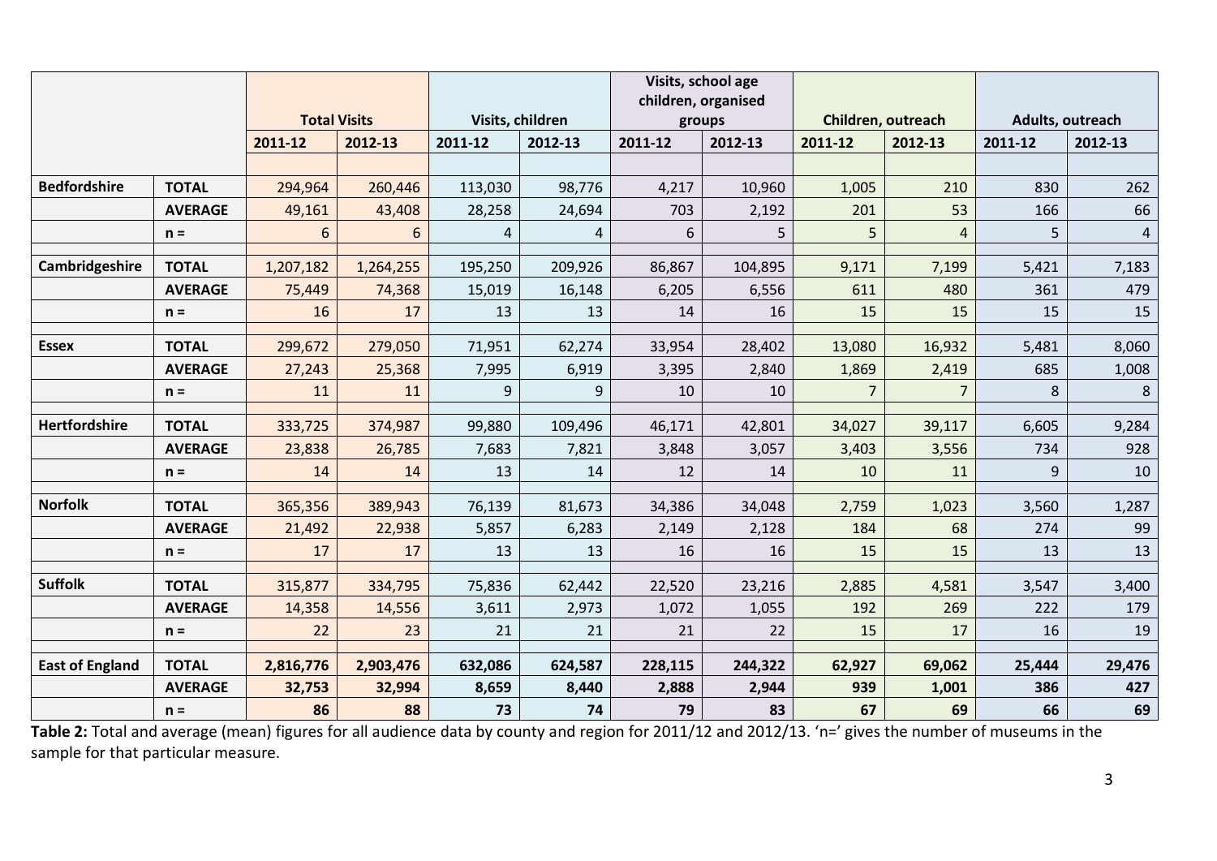| | | Total Visits | | Visits, children | | Visits, school age children, organised groups | | Children, outreach | | Adults, outreach | |
|---|---|---|---|---|---|---|---|---|---|---|---|
| | | 2011-12 | 2012-13 | 2011-12 | 2012-13 | 2011-12 | 2012-13 | 2011-12 | 2012-13 | 2011-12 | 2012-13 |
| **Bedfordshire** | **TOTAL** | 294,964 | 260,446 | 113,030 | 98,776 | 4,217 | 10,960 | 1,005 | 210 | 830 | 262 |
| | **AVERAGE** | 49,161 | 43,408 | 28,258 | 24,694 | 703 | 2,192 | 201 | 53 | 166 | 66 |
| | **n =** | 6 | 6 | 4 | 4 | 6 | 5 | 5 | 4 | 5 | 4 |
| **Cambridgeshire** | **TOTAL** | 1,207,182 | 1,264,255 | 195,250 | 209,926 | 86,867 | 104,895 | 9,171 | 7,199 | 5,421 | 7,183 |
| | **AVERAGE** | 75,449 | 74,368 | 15,019 | 16,148 | 6,205 | 6,556 | 611 | 480 | 361 | 479 |
| | **n =** | 16 | 17 | 13 | 13 | 14 | 16 | 15 | 15 | 15 | 15 |
| **Essex** | **TOTAL** | 299,672 | 279,050 | 71,951 | 62,274 | 33,954 | 28,402 | 13,080 | 16,932 | 5,481 | 8,060 |
| | **AVERAGE** | 27,243 | 25,368 | 7,995 | 6,919 | 3,395 | 2,840 | 1,869 | 2,419 | 685 | 1,008 |
| | **n =** | 11 | 11 | 9 | 9 | 10 | 10 | 7 | 7 | 8 | 8 |
| **Hertfordshire** | **TOTAL** | 333,725 | 374,987 | 99,880 | 109,496 | 46,171 | 42,801 | 34,027 | 39,117 | 6,605 | 9,284 |
| | **AVERAGE** | 23,838 | 26,785 | 7,683 | 7,821 | 3,848 | 3,057 | 3,403 | 3,556 | 734 | 928 |
| | **n =** | 14 | 14 | 13 | 14 | 12 | 14 | 10 | 11 | 9 | 10 |
| **Norfolk** | **TOTAL** | 365,356 | 389,943 | 76,139 | 81,673 | 34,386 | 34,048 | 2,759 | 1,023 | 3,560 | 1,287 |
| | **AVERAGE** | 21,492 | 22,938 | 5,857 | 6,283 | 2,149 | 2,128 | 184 | 68 | 274 | 99 |
| | **n =** | 17 | 17 | 13 | 13 | 16 | 16 | 15 | 15 | 13 | 13 |
| **Suffolk** | **TOTAL** | 315,877 | 334,795 | 75,836 | 62,442 | 22,520 | 23,216 | 2,885 | 4,581 | 3,547 | 3,400 |
| | **AVERAGE** | 14,358 | 14,556 | 3,611 | 2,973 | 1,072 | 1,055 | 192 | 269 | 222 | 179 |
| | **n =** | 22 | 23 | 21 | 21 | 21 | 22 | 15 | 17 | 16 | 19 |
| **East of England** | **TOTAL** | **2,816,776** | **2,903,476** | **632,086** | **624,587** | **228,115** | **244,322** | **62,927** | **69,062** | **25,444** | **29,476** |
| | **AVERAGE** | **32,753** | **32,994** | **8,659** | **8,440** | **2,888** | **2,944** | **939** | **1,001** | **386** | **427** |
| | **n =** | **86** | **88** | **73** | **74** | **79** | **83** | **67** | **69** | **66** | **69** |

**Table 2:** Total and average (mean) figures for all audience data by county and region for 2011/12 and 2012/13. 'n=' gives the number of museums in the sample for that particular measure.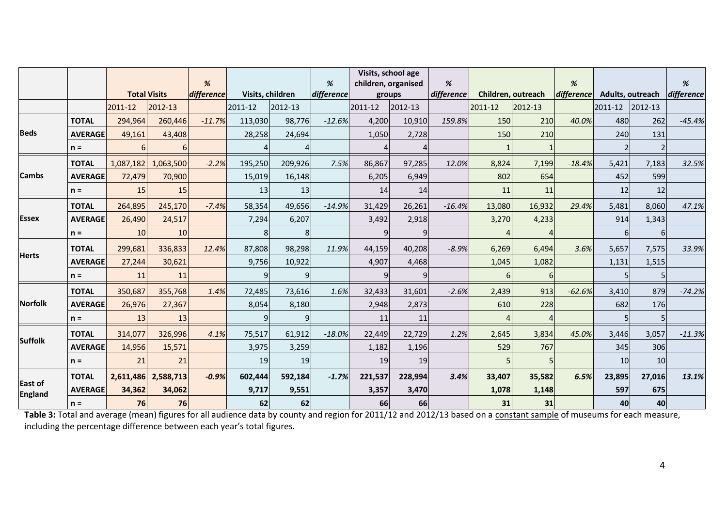| | | Total Visits | | % difference | Visits, children | | % difference | Visits, school age children, organised groups | | % difference | Children, outreach | | % difference | Adults, outreach | | % difference |
|---|---|---|---|---|---|---|---|---|---|---|---|---|---|---|---|---|
| | | 2011-12 | 2012-13 | | 2011-12 | 2012-13 | | 2011-12 | 2012-13 | | 2011-12 | 2012-13 | | 2011-12 | 2012-13 | |
| **Beds** | **TOTAL** | 294,964 | 260,446 | *-11.7%* | 113,030 | 98,776 | *-12.6%* | 4,200 | 10,910 | *159.8%* | 150 | 210 | *40.0%* | 480 | 262 | *-45.4%* |
| | **AVERAGE** | 49,161 | 43,408 | | 28,258 | 24,694 | | 1,050 | 2,728 | | 150 | 210 | | 240 | 131 | |
| | **n =** | 6 | 6 | | 4 | 4 | | 4 | 4 | | 1 | 1 | | 2 | 2 | |
| **Cambs** | **TOTAL** | 1,087,182 | 1,063,500 | *-2.2%* | 195,250 | 209,926 | *7.5%* | 86,867 | 97,285 | *12.0%* | 8,824 | 7,199 | *-18.4%* | 5,421 | 7,183 | *32.5%* |
| | **AVERAGE** | 72,479 | 70,900 | | 15,019 | 16,148 | | 6,205 | 6,949 | | 802 | 654 | | 452 | 599 | |
| | **n =** | 15 | 15 | | 13 | 13 | | 14 | 14 | | 11 | 11 | | 12 | 12 | |
| **Essex** | **TOTAL** | 264,895 | 245,170 | *-7.4%* | 58,354 | 49,656 | *-14.9%* | 31,429 | 26,261 | *-16.4%* | 13,080 | 16,932 | *29.4%* | 5,481 | 8,060 | *47.1%* |
| | **AVERAGE** | 26,490 | 24,517 | | 7,294 | 6,207 | | 3,492 | 2,918 | | 3,270 | 4,233 | | 914 | 1,343 | |
| | **n =** | 10 | 10 | | 8 | 8 | | 9 | 9 | | 4 | 4 | | 6 | 6 | |
| **Herts** | **TOTAL** | 299,681 | 336,833 | *12.4%* | 87,808 | 98,298 | *11.9%* | 44,159 | 40,208 | *-8.9%* | 6,269 | 6,494 | *3.6%* | 5,657 | 7,575 | *33.9%* |
| | **AVERAGE** | 27,244 | 30,621 | | 9,756 | 10,922 | | 4,907 | 4,468 | | 1,045 | 1,082 | | 1,131 | 1,515 | |
| | **n =** | 11 | 11 | | 9 | 9 | | 9 | 9 | | 6 | 6 | | 5 | 5 | |
| **Norfolk** | **TOTAL** | 350,687 | 355,768 | *1.4%* | 72,485 | 73,616 | *1.6%* | 32,433 | 31,601 | *-2.6%* | 2,439 | 913 | *-62.6%* | 3,410 | 879 | *-74.2%* |
| | **AVERAGE** | 26,976 | 27,367 | | 8,054 | 8,180 | | 2,948 | 2,873 | | 610 | 228 | | 682 | 176 | |
| | **n =** | 13 | 13 | | 9 | 9 | | 11 | 11 | | 4 | 4 | | 5 | 5 | |
| **Suffolk** | **TOTAL** | 314,077 | 326,996 | *4.1%* | 75,517 | 61,912 | *-18.0%* | 22,449 | 22,729 | *1.2%* | 2,645 | 3,834 | *45.0%* | 3,446 | 3,057 | *-11.3%* |
| | **AVERAGE** | 14,956 | 15,571 | | 3,975 | 3,259 | | 1,182 | 1,196 | | 529 | 767 | | 345 | 306 | |
| | **n =** | 21 | 21 | | 19 | 19 | | 19 | 19 | | 5 | 5 | | 10 | 10 | |
| **East of England** | **TOTAL** | **2,611,486** | **2,588,713** | ***-0.9%*** | **602,444** | **592,184** | ***-1.7%*** | **221,537** | **228,994** | ***3.4%*** | **33,407** | **35,582** | ***6.5%*** | **23,895** | **27,016** | ***13.1%*** |
| | **AVERAGE** | **34,362** | **34,062** | | **9,717** | **9,551** | | **3,357** | **3,470** | | **1,078** | **1,148** | | **597** | **675** | |
| | **n =** | **76** | **76** | | **62** | **62** | | **66** | **66** | | **31** | **31** | | **40** | **40** | |

**Table 3:** Total and average (mean) figures for all audience data by county and region for 2011/12 and 2012/13 based on a constant sample of museums for each measure, including the percentage difference between each year's total figures.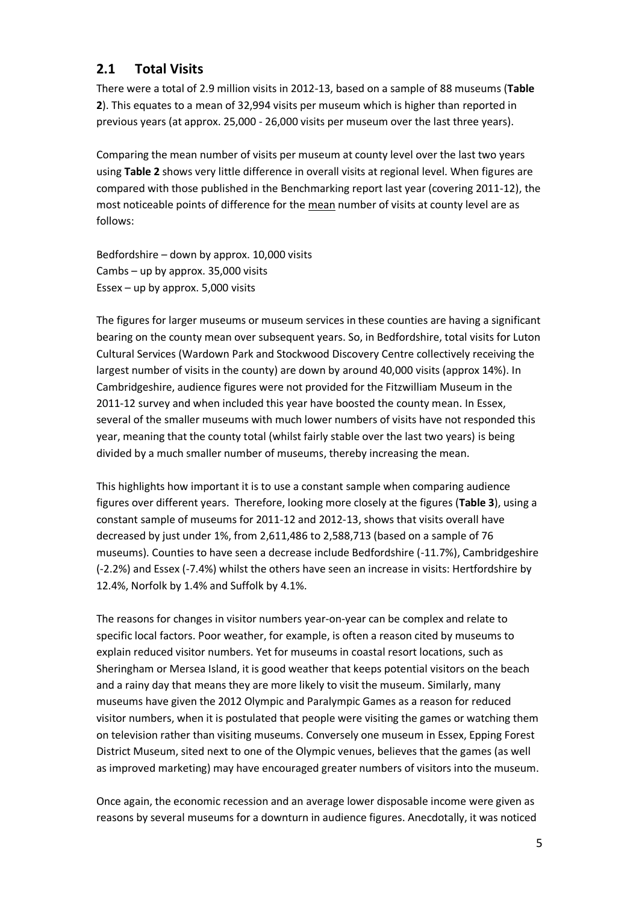## 2.1 Total Visits

There were a total of 2.9 million visits in 2012-13, based on a sample of 88 museums (**Table 2**). This equates to a mean of 32,994 visits per museum which is higher than reported in previous years (at approx. 25,000 - 26,000 visits per museum over the last three years).

Comparing the mean number of visits per museum at county level over the last two years using **Table 2** shows very little difference in overall visits at regional level. When figures are compared with those published in the Benchmarking report last year (covering 2011-12), the most noticeable points of difference for the mean number of visits at county level are as follows:

Bedfordshire – down by approx. 10,000 visits
Cambs – up by approx. 35,000 visits
Essex – up by approx. 5,000 visits

The figures for larger museums or museum services in these counties are having a significant bearing on the county mean over subsequent years. So, in Bedfordshire, total visits for Luton Cultural Services (Wardown Park and Stockwood Discovery Centre collectively receiving the largest number of visits in the county) are down by around 40,000 visits (approx 14%). In Cambridgeshire, audience figures were not provided for the Fitzwilliam Museum in the 2011-12 survey and when included this year have boosted the county mean. In Essex, several of the smaller museums with much lower numbers of visits have not responded this year, meaning that the county total (whilst fairly stable over the last two years) is being divided by a much smaller number of museums, thereby increasing the mean.

This highlights how important it is to use a constant sample when comparing audience figures over different years. Therefore, looking more closely at the figures (**Table 3**), using a constant sample of museums for 2011-12 and 2012-13, shows that visits overall have decreased by just under 1%, from 2,611,486 to 2,588,713 (based on a sample of 76 museums). Counties to have seen a decrease include Bedfordshire (-11.7%), Cambridgeshire (-2.2%) and Essex (-7.4%) whilst the others have seen an increase in visits: Hertfordshire by 12.4%, Norfolk by 1.4% and Suffolk by 4.1%.

The reasons for changes in visitor numbers year-on-year can be complex and relate to specific local factors. Poor weather, for example, is often a reason cited by museums to explain reduced visitor numbers. Yet for museums in coastal resort locations, such as Sheringham or Mersea Island, it is good weather that keeps potential visitors on the beach and a rainy day that means they are more likely to visit the museum. Similarly, many museums have given the 2012 Olympic and Paralympic Games as a reason for reduced visitor numbers, when it is postulated that people were visiting the games or watching them on television rather than visiting museums. Conversely one museum in Essex, Epping Forest District Museum, sited next to one of the Olympic venues, believes that the games (as well as improved marketing) may have encouraged greater numbers of visitors into the museum.

Once again, the economic recession and an average lower disposable income were given as reasons by several museums for a downturn in audience figures. Anecdotally, it was noticed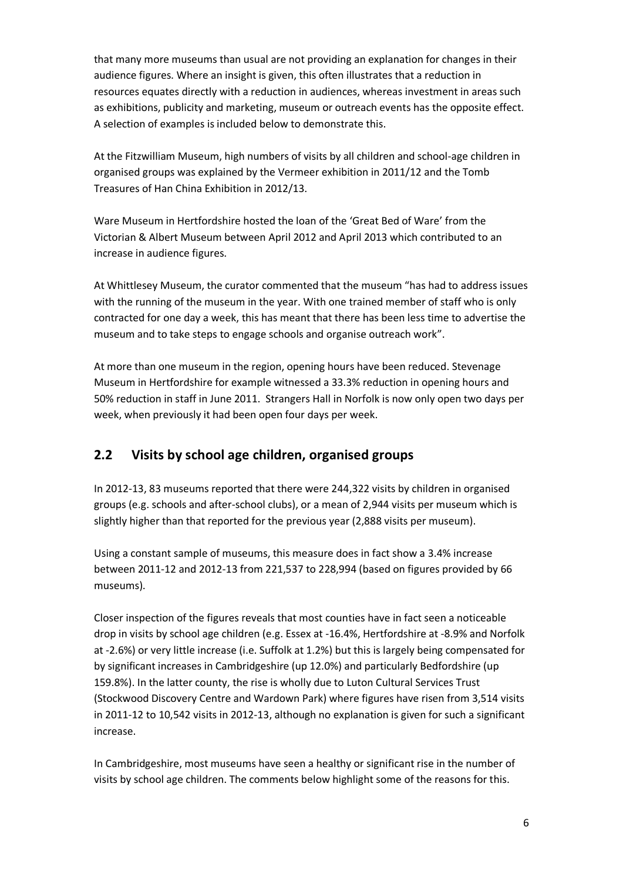that many more museums than usual are not providing an explanation for changes in their audience figures. Where an insight is given, this often illustrates that a reduction in resources equates directly with a reduction in audiences, whereas investment in areas such as exhibitions, publicity and marketing, museum or outreach events has the opposite effect. A selection of examples is included below to demonstrate this.

At the Fitzwilliam Museum, high numbers of visits by all children and school-age children in organised groups was explained by the Vermeer exhibition in 2011/12 and the Tomb Treasures of Han China Exhibition in 2012/13.

Ware Museum in Hertfordshire hosted the loan of the 'Great Bed of Ware' from the Victorian & Albert Museum between April 2012 and April 2013 which contributed to an increase in audience figures.

At Whittlesey Museum, the curator commented that the museum "has had to address issues with the running of the museum in the year. With one trained member of staff who is only contracted for one day a week, this has meant that there has been less time to advertise the museum and to take steps to engage schools and organise outreach work".

At more than one museum in the region, opening hours have been reduced. Stevenage Museum in Hertfordshire for example witnessed a 33.3% reduction in opening hours and 50% reduction in staff in June 2011. Strangers Hall in Norfolk is now only open two days per week, when previously it had been open four days per week.

## 2.2 Visits by school age children, organised groups

In 2012-13, 83 museums reported that there were 244,322 visits by children in organised groups (e.g. schools and after-school clubs), or a mean of 2,944 visits per museum which is slightly higher than that reported for the previous year (2,888 visits per museum).

Using a constant sample of museums, this measure does in fact show a 3.4% increase between 2011-12 and 2012-13 from 221,537 to 228,994 (based on figures provided by 66 museums).

Closer inspection of the figures reveals that most counties have in fact seen a noticeable drop in visits by school age children (e.g. Essex at -16.4%, Hertfordshire at -8.9% and Norfolk at -2.6%) or very little increase (i.e. Suffolk at 1.2%) but this is largely being compensated for by significant increases in Cambridgeshire (up 12.0%) and particularly Bedfordshire (up 159.8%). In the latter county, the rise is wholly due to Luton Cultural Services Trust (Stockwood Discovery Centre and Wardown Park) where figures have risen from 3,514 visits in 2011-12 to 10,542 visits in 2012-13, although no explanation is given for such a significant increase.

In Cambridgeshire, most museums have seen a healthy or significant rise in the number of visits by school age children. The comments below highlight some of the reasons for this.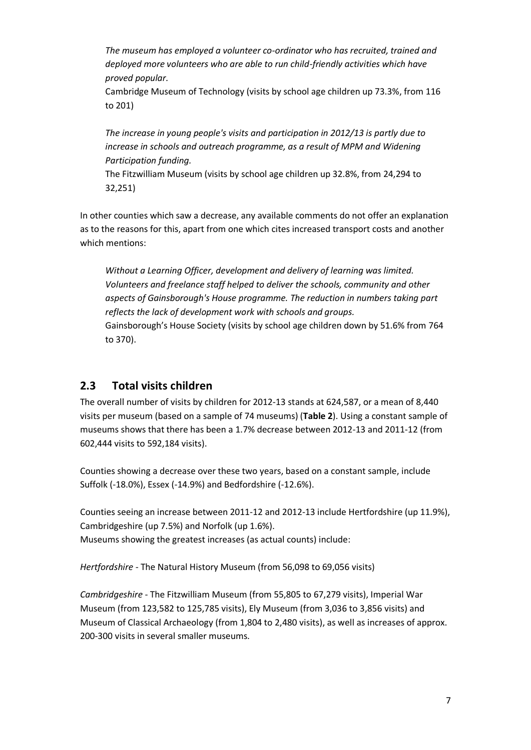*The museum has employed a volunteer co-ordinator who has recruited, trained and deployed more volunteers who are able to run child-friendly activities which have proved popular.*
Cambridge Museum of Technology (visits by school age children up 73.3%, from 116 to 201)

*The increase in young people's visits and participation in 2012/13 is partly due to increase in schools and outreach programme, as a result of MPM and Widening Participation funding.*
The Fitzwilliam Museum (visits by school age children up 32.8%, from 24,294 to 32,251)

In other counties which saw a decrease, any available comments do not offer an explanation as to the reasons for this, apart from one which cites increased transport costs and another which mentions:

*Without a Learning Officer, development and delivery of learning was limited. Volunteers and freelance staff helped to deliver the schools, community and other aspects of Gainsborough's House programme. The reduction in numbers taking part reflects the lack of development work with schools and groups.*
Gainsborough's House Society (visits by school age children down by 51.6% from 764 to 370).

## 2.3 Total visits children

The overall number of visits by children for 2012-13 stands at 624,587, or a mean of 8,440 visits per museum (based on a sample of 74 museums) (**Table 2**). Using a constant sample of museums shows that there has been a 1.7% decrease between 2012-13 and 2011-12 (from 602,444 visits to 592,184 visits).

Counties showing a decrease over these two years, based on a constant sample, include Suffolk (-18.0%), Essex (-14.9%) and Bedfordshire (-12.6%).

Counties seeing an increase between 2011-12 and 2012-13 include Hertfordshire (up 11.9%), Cambridgeshire (up 7.5%) and Norfolk (up 1.6%).
Museums showing the greatest increases (as actual counts) include:

*Hertfordshire* - The Natural History Museum (from 56,098 to 69,056 visits)

*Cambridgeshire* - The Fitzwilliam Museum (from 55,805 to 67,279 visits), Imperial War Museum (from 123,582 to 125,785 visits), Ely Museum (from 3,036 to 3,856 visits) and Museum of Classical Archaeology (from 1,804 to 2,480 visits), as well as increases of approx. 200-300 visits in several smaller museums.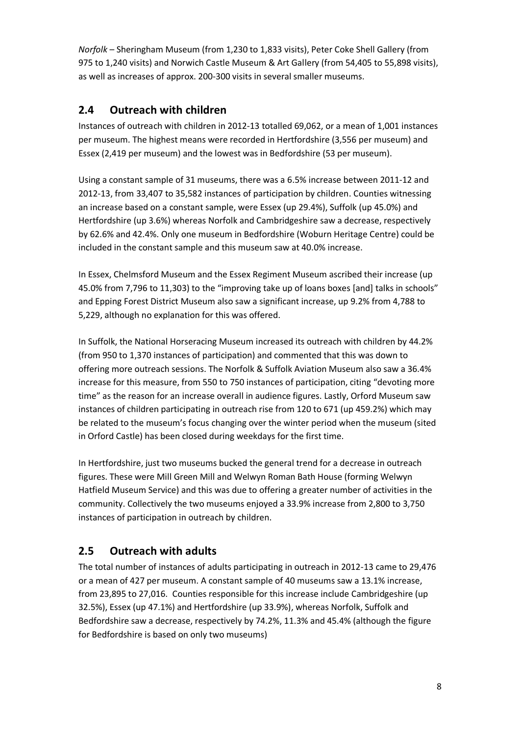*Norfolk* – Sheringham Museum (from 1,230 to 1,833 visits), Peter Coke Shell Gallery (from 975 to 1,240 visits) and Norwich Castle Museum & Art Gallery (from 54,405 to 55,898 visits), as well as increases of approx. 200-300 visits in several smaller museums.

## 2.4 Outreach with children

Instances of outreach with children in 2012-13 totalled 69,062, or a mean of 1,001 instances per museum. The highest means were recorded in Hertfordshire (3,556 per museum) and Essex (2,419 per museum) and the lowest was in Bedfordshire (53 per museum).

Using a constant sample of 31 museums, there was a 6.5% increase between 2011-12 and 2012-13, from 33,407 to 35,582 instances of participation by children. Counties witnessing an increase based on a constant sample, were Essex (up 29.4%), Suffolk (up 45.0%) and Hertfordshire (up 3.6%) whereas Norfolk and Cambridgeshire saw a decrease, respectively by 62.6% and 42.4%. Only one museum in Bedfordshire (Woburn Heritage Centre) could be included in the constant sample and this museum saw at 40.0% increase.

In Essex, Chelmsford Museum and the Essex Regiment Museum ascribed their increase (up 45.0% from 7,796 to 11,303) to the "improving take up of loans boxes [and] talks in schools" and Epping Forest District Museum also saw a significant increase, up 9.2% from 4,788 to 5,229, although no explanation for this was offered.

In Suffolk, the National Horseracing Museum increased its outreach with children by 44.2% (from 950 to 1,370 instances of participation) and commented that this was down to offering more outreach sessions. The Norfolk & Suffolk Aviation Museum also saw a 36.4% increase for this measure, from 550 to 750 instances of participation, citing "devoting more time" as the reason for an increase overall in audience figures. Lastly, Orford Museum saw instances of children participating in outreach rise from 120 to 671 (up 459.2%) which may be related to the museum's focus changing over the winter period when the museum (sited in Orford Castle) has been closed during weekdays for the first time.

In Hertfordshire, just two museums bucked the general trend for a decrease in outreach figures. These were Mill Green Mill and Welwyn Roman Bath House (forming Welwyn Hatfield Museum Service) and this was due to offering a greater number of activities in the community. Collectively the two museums enjoyed a 33.9% increase from 2,800 to 3,750 instances of participation in outreach by children.

## 2.5 Outreach with adults

The total number of instances of adults participating in outreach in 2012-13 came to 29,476 or a mean of 427 per museum. A constant sample of 40 museums saw a 13.1% increase, from 23,895 to 27,016. Counties responsible for this increase include Cambridgeshire (up 32.5%), Essex (up 47.1%) and Hertfordshire (up 33.9%), whereas Norfolk, Suffolk and Bedfordshire saw a decrease, respectively by 74.2%, 11.3% and 45.4% (although the figure for Bedfordshire is based on only two museums)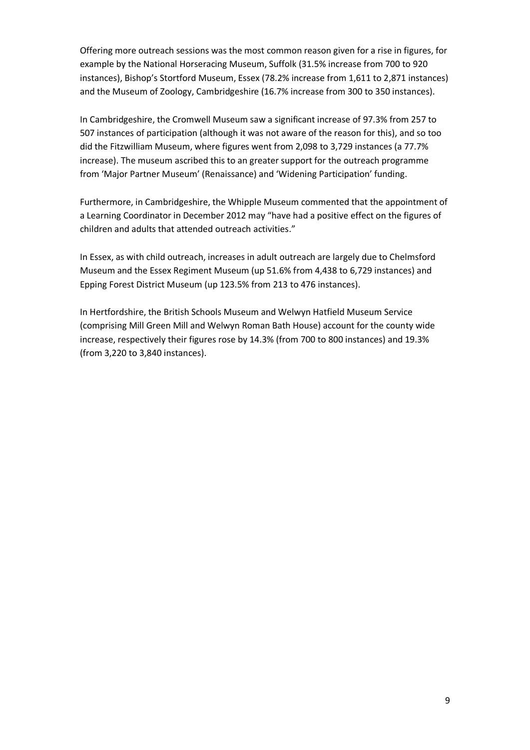Offering more outreach sessions was the most common reason given for a rise in figures, for example by the National Horseracing Museum, Suffolk (31.5% increase from 700 to 920 instances), Bishop's Stortford Museum, Essex (78.2% increase from 1,611 to 2,871 instances) and the Museum of Zoology, Cambridgeshire (16.7% increase from 300 to 350 instances).

In Cambridgeshire, the Cromwell Museum saw a significant increase of 97.3% from 257 to 507 instances of participation (although it was not aware of the reason for this), and so too did the Fitzwilliam Museum, where figures went from 2,098 to 3,729 instances (a 77.7% increase). The museum ascribed this to an greater support for the outreach programme from 'Major Partner Museum' (Renaissance) and 'Widening Participation' funding.

Furthermore, in Cambridgeshire, the Whipple Museum commented that the appointment of a Learning Coordinator in December 2012 may "have had a positive effect on the figures of children and adults that attended outreach activities."

In Essex, as with child outreach, increases in adult outreach are largely due to Chelmsford Museum and the Essex Regiment Museum (up 51.6% from 4,438 to 6,729 instances) and Epping Forest District Museum (up 123.5% from 213 to 476 instances).

In Hertfordshire, the British Schools Museum and Welwyn Hatfield Museum Service (comprising Mill Green Mill and Welwyn Roman Bath House) account for the county wide increase, respectively their figures rose by 14.3% (from 700 to 800 instances) and 19.3% (from 3,220 to 3,840 instances).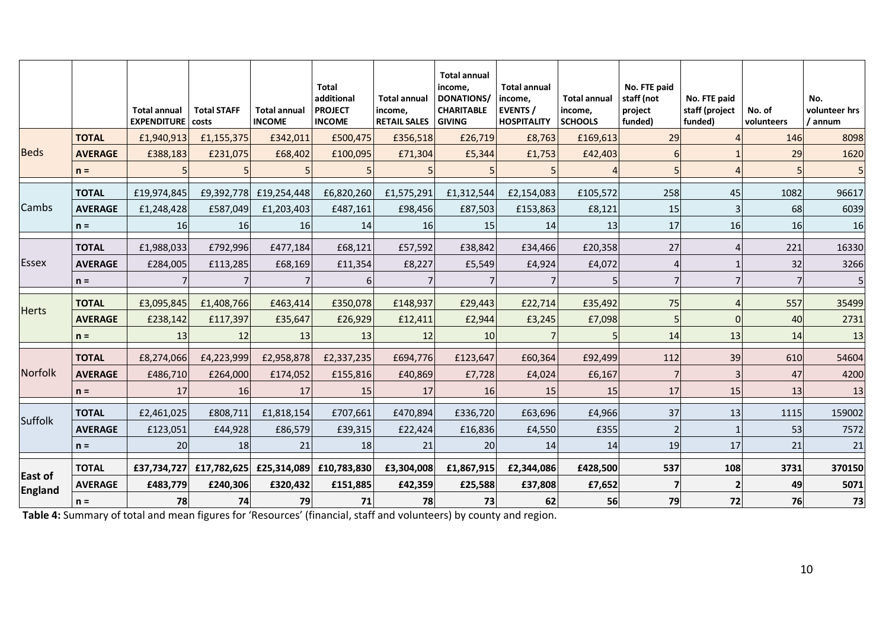| | | Total annual EXPENDITURE | Total STAFF costs | Total annual INCOME | Total additional PROJECT INCOME | Total annual income, RETAIL SALES | Total annual income, DONATIONS/ CHARITABLE GIVING | Total annual income, EVENTS / HOSPITALITY | Total annual income, SCHOOLS | No. FTE paid staff (not project funded) | No. FTE paid staff (project funded) | No. of volunteers | No. volunteer hrs / annum |
|---|---|---|---|---|---|---|---|---|---|---|---|---|---|
| Beds | TOTAL | £1,940,913 | £1,155,375 | £342,011 | £500,475 | £356,518 | £26,719 | £8,763 | £169,613 | 29 | 4 | 146 | 8098 |
| | AVERAGE | £388,183 | £231,075 | £68,402 | £100,095 | £71,304 | £5,344 | £1,753 | £42,403 | 6 | 1 | 29 | 1620 |
| | n = | 5 | 5 | 5 | 5 | 5 | 5 | 5 | 4 | 5 | 4 | 5 | 5 |
| Cambs | TOTAL | £19,974,845 | £9,392,778 | £19,254,448 | £6,820,260 | £1,575,291 | £1,312,544 | £2,154,083 | £105,572 | 258 | 45 | 1082 | 96617 |
| | AVERAGE | £1,248,428 | £587,049 | £1,203,403 | £487,161 | £98,456 | £87,503 | £153,863 | £8,121 | 15 | 3 | 68 | 6039 |
| | n = | 16 | 16 | 16 | 14 | 16 | 15 | 14 | 13 | 17 | 16 | 16 | 16 |
| Essex | TOTAL | £1,988,033 | £792,996 | £477,184 | £68,121 | £57,592 | £38,842 | £34,466 | £20,358 | 27 | 4 | 221 | 16330 |
| | AVERAGE | £284,005 | £113,285 | £68,169 | £11,354 | £8,227 | £5,549 | £4,924 | £4,072 | 4 | 1 | 32 | 3266 |
| | n = | 7 | 7 | 7 | 6 | 7 | 7 | 7 | 5 | 7 | 7 | 7 | 5 |
| Herts | TOTAL | £3,095,845 | £1,408,766 | £463,414 | £350,078 | £148,937 | £29,443 | £22,714 | £35,492 | 75 | 4 | 557 | 35499 |
| | AVERAGE | £238,142 | £117,397 | £35,647 | £26,929 | £12,411 | £2,944 | £3,245 | £7,098 | 5 | 0 | 40 | 2731 |
| | n = | 13 | 12 | 13 | 13 | 12 | 10 | 7 | 5 | 14 | 13 | 14 | 13 |
| Norfolk | TOTAL | £8,274,066 | £4,223,999 | £2,958,878 | £2,337,235 | £694,776 | £123,647 | £60,364 | £92,499 | 112 | 39 | 610 | 54604 |
| | AVERAGE | £486,710 | £264,000 | £174,052 | £155,816 | £40,869 | £7,728 | £4,024 | £6,167 | 7 | 3 | 47 | 4200 |
| | n = | 17 | 16 | 17 | 15 | 17 | 16 | 15 | 15 | 17 | 15 | 13 | 13 |
| Suffolk | TOTAL | £2,461,025 | £808,711 | £1,818,154 | £707,661 | £470,894 | £336,720 | £63,696 | £4,966 | 37 | 13 | 1115 | 159002 |
| | AVERAGE | £123,051 | £44,928 | £86,579 | £39,315 | £22,424 | £16,836 | £4,550 | £355 | 2 | 1 | 53 | 7572 |
| | n = | 20 | 18 | 21 | 18 | 21 | 20 | 14 | 14 | 19 | 17 | 21 | 21 |
| **East of England** | **TOTAL** | **£37,734,727** | **£17,782,625** | **£25,314,089** | **£10,783,830** | **£3,304,008** | **£1,867,915** | **£2,344,086** | **£428,500** | **537** | **108** | **3731** | **370150** |
| | **AVERAGE** | **£483,779** | **£240,306** | **£320,432** | **£151,885** | **£42,359** | **£25,588** | **£37,808** | **£7,652** | **7** | **2** | **49** | **5071** |
| | **n =** | **78** | **74** | **79** | **71** | **78** | **73** | **62** | **56** | **79** | **72** | **76** | **73** |

**Table 4:** Summary of total and mean figures for 'Resources' (financial, staff and volunteers) by county and region.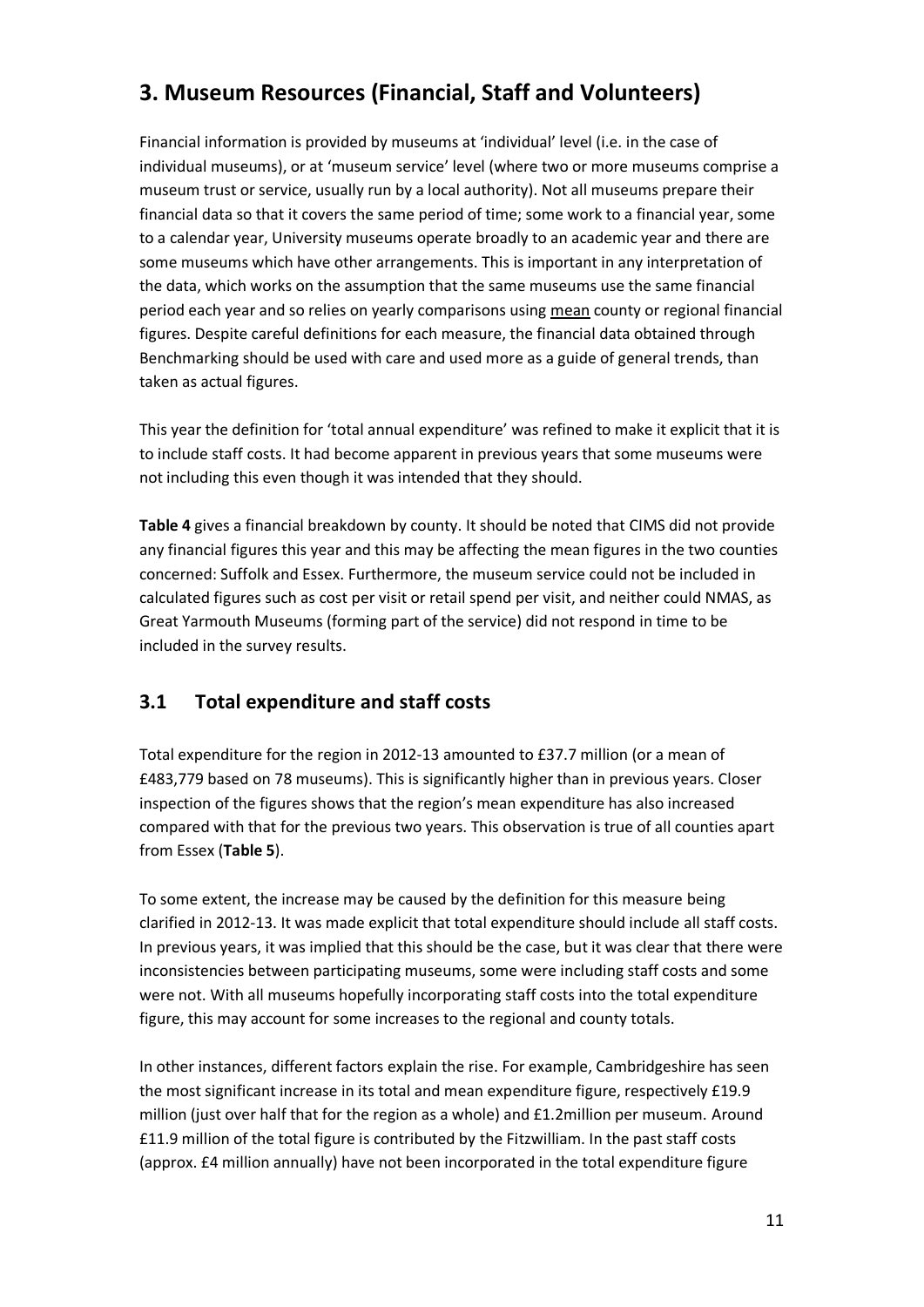## 3. Museum Resources (Financial, Staff and Volunteers)

Financial information is provided by museums at 'individual' level (i.e. in the case of individual museums), or at 'museum service' level (where two or more museums comprise a museum trust or service, usually run by a local authority). Not all museums prepare their financial data so that it covers the same period of time; some work to a financial year, some to a calendar year, University museums operate broadly to an academic year and there are some museums which have other arrangements. This is important in any interpretation of the data, which works on the assumption that the same museums use the same financial period each year and so relies on yearly comparisons using <u>mean</u> county or regional financial figures. Despite careful definitions for each measure, the financial data obtained through Benchmarking should be used with care and used more as a guide of general trends, than taken as actual figures.

This year the definition for 'total annual expenditure' was refined to make it explicit that it is to include staff costs. It had become apparent in previous years that some museums were not including this even though it was intended that they should.

**Table 4** gives a financial breakdown by county. It should be noted that CIMS did not provide any financial figures this year and this may be affecting the mean figures in the two counties concerned: Suffolk and Essex. Furthermore, the museum service could not be included in calculated figures such as cost per visit or retail spend per visit, and neither could NMAS, as Great Yarmouth Museums (forming part of the service) did not respond in time to be included in the survey results.

### 3.1 Total expenditure and staff costs

Total expenditure for the region in 2012-13 amounted to £37.7 million (or a mean of £483,779 based on 78 museums). This is significantly higher than in previous years. Closer inspection of the figures shows that the region's mean expenditure has also increased compared with that for the previous two years. This observation is true of all counties apart from Essex (**Table 5**).

To some extent, the increase may be caused by the definition for this measure being clarified in 2012-13. It was made explicit that total expenditure should include all staff costs. In previous years, it was implied that this should be the case, but it was clear that there were inconsistencies between participating museums, some were including staff costs and some were not. With all museums hopefully incorporating staff costs into the total expenditure figure, this may account for some increases to the regional and county totals.

In other instances, different factors explain the rise. For example, Cambridgeshire has seen the most significant increase in its total and mean expenditure figure, respectively £19.9 million (just over half that for the region as a whole) and £1.2million per museum. Around £11.9 million of the total figure is contributed by the Fitzwilliam. In the past staff costs (approx. £4 million annually) have not been incorporated in the total expenditure figure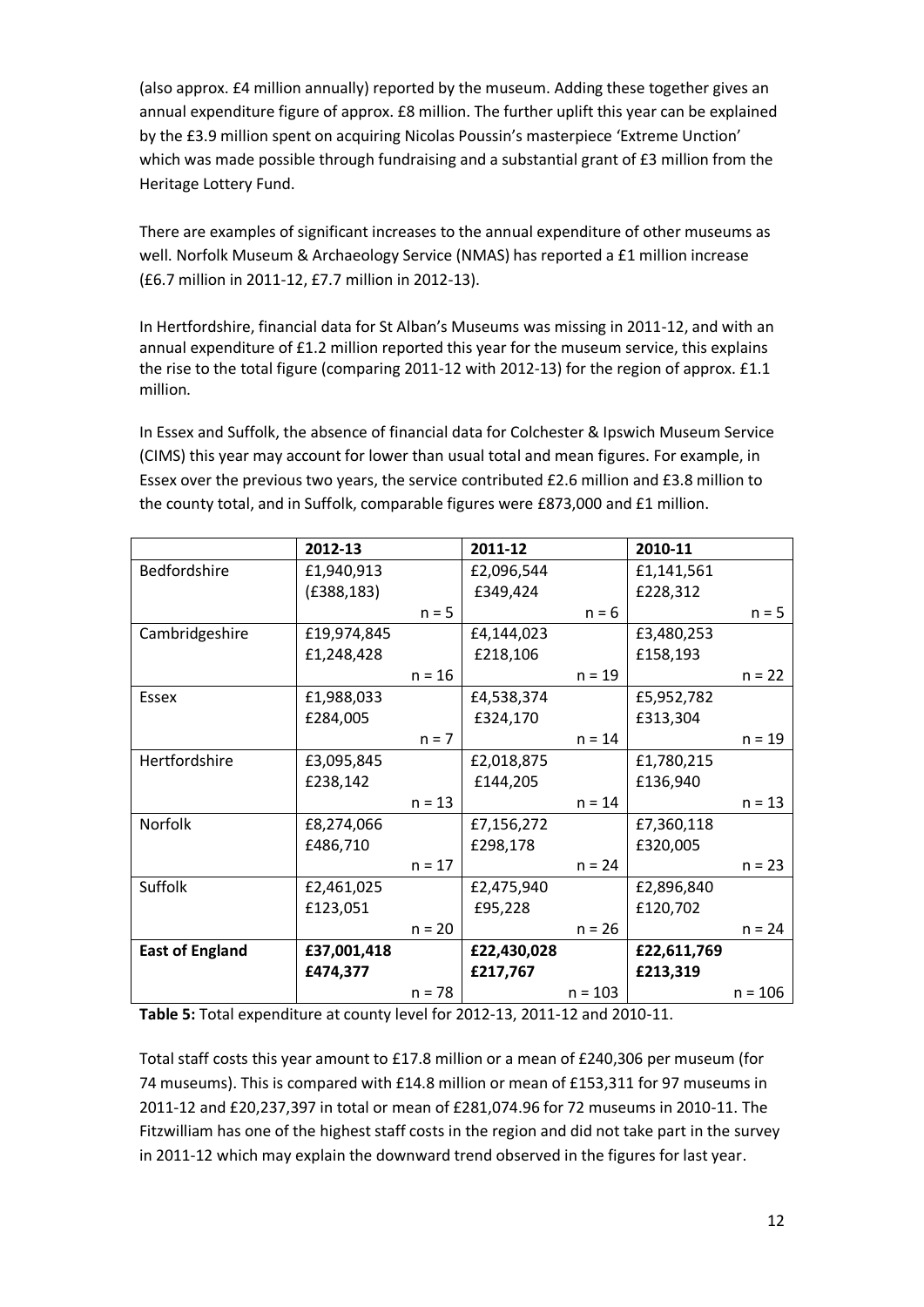(also approx. £4 million annually) reported by the museum. Adding these together gives an annual expenditure figure of approx. £8 million. The further uplift this year can be explained by the £3.9 million spent on acquiring Nicolas Poussin's masterpiece 'Extreme Unction' which was made possible through fundraising and a substantial grant of £3 million from the Heritage Lottery Fund.

There are examples of significant increases to the annual expenditure of other museums as well. Norfolk Museum & Archaeology Service (NMAS) has reported a £1 million increase (£6.7 million in 2011-12, £7.7 million in 2012-13).

In Hertfordshire, financial data for St Alban's Museums was missing in 2011-12, and with an annual expenditure of £1.2 million reported this year for the museum service, this explains the rise to the total figure (comparing 2011-12 with 2012-13) for the region of approx. £1.1 million.

In Essex and Suffolk, the absence of financial data for Colchester & Ipswich Museum Service (CIMS) this year may account for lower than usual total and mean figures. For example, in Essex over the previous two years, the service contributed £2.6 million and £3.8 million to the county total, and in Suffolk, comparable figures were £873,000 and £1 million.

| | 2012-13 | 2011-12 | 2010-11 |
|---|---|---|---|
| Bedfordshire | £1,940,913<br>(£388,183)<br>n = 5 | £2,096,544<br>£349,424<br>n = 6 | £1,141,561<br>£228,312<br>n = 5 |
| Cambridgeshire | £19,974,845<br>£1,248,428<br>n = 16 | £4,144,023<br>£218,106<br>n = 19 | £3,480,253<br>£158,193<br>n = 22 |
| Essex | £1,988,033<br>£284,005<br>n = 7 | £4,538,374<br>£324,170<br>n = 14 | £5,952,782<br>£313,304<br>n = 19 |
| Hertfordshire | £3,095,845<br>£238,142<br>n = 13 | £2,018,875<br>£144,205<br>n = 14 | £1,780,215<br>£136,940<br>n = 13 |
| Norfolk | £8,274,066<br>£486,710<br>n = 17 | £7,156,272<br>£298,178<br>n = 24 | £7,360,118<br>£320,005<br>n = 23 |
| Suffolk | £2,461,025<br>£123,051<br>n = 20 | £2,475,940<br>£95,228<br>n = 26 | £2,896,840<br>£120,702<br>n = 24 |
| **East of England** | **£37,001,418**<br>**£474,377**<br>n = 78 | **£22,430,028**<br>**£217,767**<br>n = 103 | **£22,611,769**<br>**£213,319**<br>n = 106 |

**Table 5:** Total expenditure at county level for 2012-13, 2011-12 and 2010-11.

Total staff costs this year amount to £17.8 million or a mean of £240,306 per museum (for 74 museums). This is compared with £14.8 million or mean of £153,311 for 97 museums in 2011-12 and £20,237,397 in total or mean of £281,074.96 for 72 museums in 2010-11. The Fitzwilliam has one of the highest staff costs in the region and did not take part in the survey in 2011-12 which may explain the downward trend observed in the figures for last year.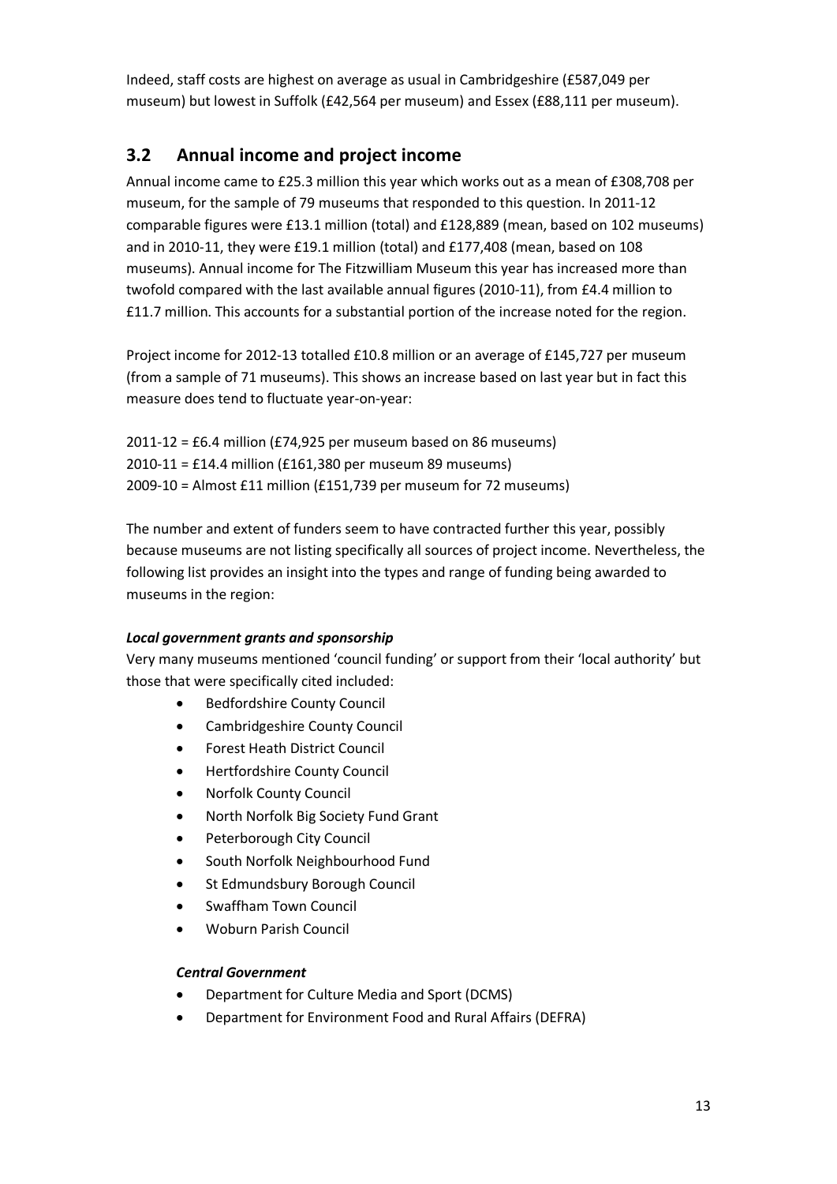Indeed, staff costs are highest on average as usual in Cambridgeshire (£587,049 per museum) but lowest in Suffolk (£42,564 per museum) and Essex (£88,111 per museum).

## 3.2 Annual income and project income

Annual income came to £25.3 million this year which works out as a mean of £308,708 per museum, for the sample of 79 museums that responded to this question. In 2011-12 comparable figures were £13.1 million (total) and £128,889 (mean, based on 102 museums) and in 2010-11, they were £19.1 million (total) and £177,408 (mean, based on 108 museums). Annual income for The Fitzwilliam Museum this year has increased more than twofold compared with the last available annual figures (2010-11), from £4.4 million to £11.7 million. This accounts for a substantial portion of the increase noted for the region.

Project income for 2012-13 totalled £10.8 million or an average of £145,727 per museum (from a sample of 71 museums). This shows an increase based on last year but in fact this measure does tend to fluctuate year-on-year:

2011-12 = £6.4 million (£74,925 per museum based on 86 museums)
2010-11 = £14.4 million (£161,380 per museum 89 museums)
2009-10 = Almost £11 million (£151,739 per museum for 72 museums)

The number and extent of funders seem to have contracted further this year, possibly because museums are not listing specifically all sources of project income. Nevertheless, the following list provides an insight into the types and range of funding being awarded to museums in the region:

***Local government grants and sponsorship***

Very many museums mentioned 'council funding' or support from their 'local authority' but those that were specifically cited included:

- Bedfordshire County Council
- Cambridgeshire County Council
- Forest Heath District Council
- Hertfordshire County Council
- Norfolk County Council
- North Norfolk Big Society Fund Grant
- Peterborough City Council
- South Norfolk Neighbourhood Fund
- St Edmundsbury Borough Council
- Swaffham Town Council
- Woburn Parish Council

***Central Government***

- Department for Culture Media and Sport (DCMS)
- Department for Environment Food and Rural Affairs (DEFRA)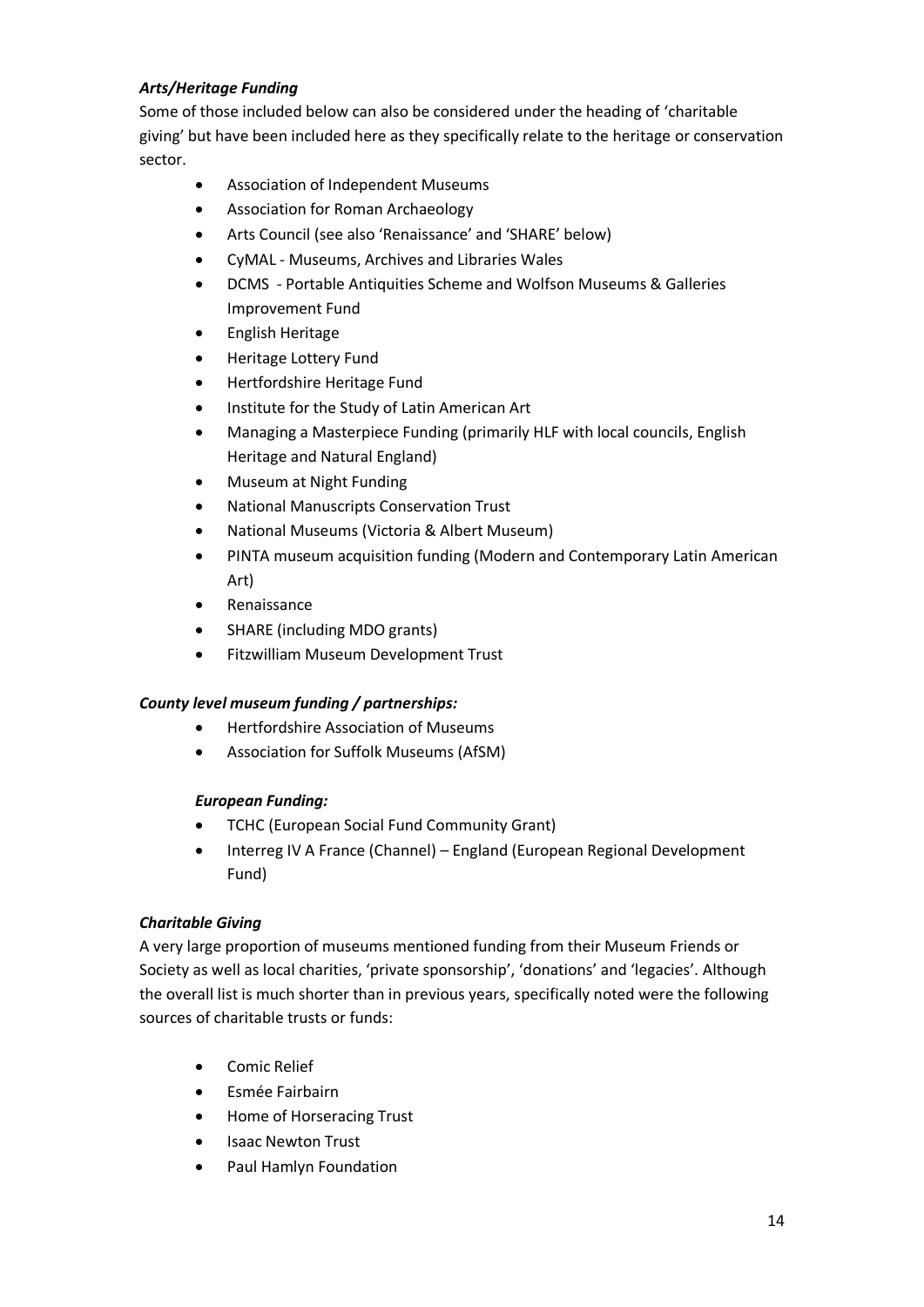***Arts/Heritage Funding***

Some of those included below can also be considered under the heading of 'charitable giving' but have been included here as they specifically relate to the heritage or conservation sector.

- Association of Independent Museums
- Association for Roman Archaeology
- Arts Council (see also 'Renaissance' and 'SHARE' below)
- CyMAL - Museums, Archives and Libraries Wales
- DCMS - Portable Antiquities Scheme and Wolfson Museums & Galleries Improvement Fund
- English Heritage
- Heritage Lottery Fund
- Hertfordshire Heritage Fund
- Institute for the Study of Latin American Art
- Managing a Masterpiece Funding (primarily HLF with local councils, English Heritage and Natural England)
- Museum at Night Funding
- National Manuscripts Conservation Trust
- National Museums (Victoria & Albert Museum)
- PINTA museum acquisition funding (Modern and Contemporary Latin American Art)
- Renaissance
- SHARE (including MDO grants)
- Fitzwilliam Museum Development Trust

***County level museum funding / partnerships:***

- Hertfordshire Association of Museums
- Association for Suffolk Museums (AfSM)

***European Funding:***

- TCHC (European Social Fund Community Grant)
- Interreg IV A France (Channel) – England (European Regional Development Fund)

***Charitable Giving***

A very large proportion of museums mentioned funding from their Museum Friends or Society as well as local charities, 'private sponsorship', 'donations' and 'legacies'. Although the overall list is much shorter than in previous years, specifically noted were the following sources of charitable trusts or funds:

- Comic Relief
- Esmée Fairbairn
- Home of Horseracing Trust
- Isaac Newton Trust
- Paul Hamlyn Foundation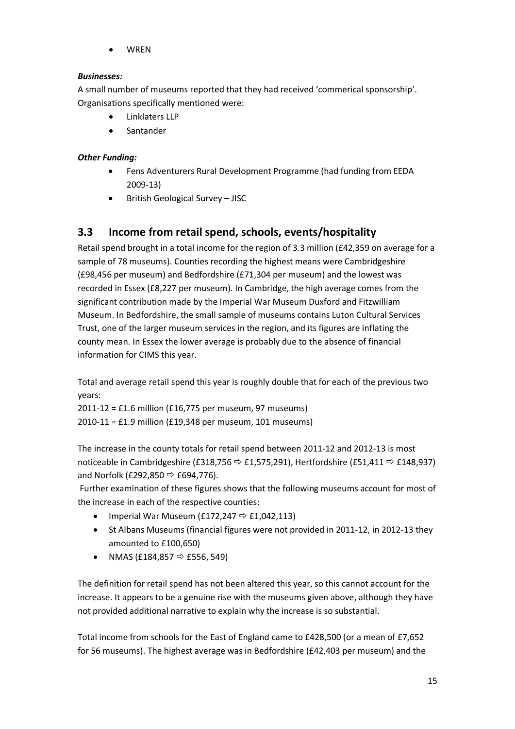- WREN

***Businesses:***

A small number of museums reported that they had received 'commerical sponsorship'. Organisations specifically mentioned were:

- Linklaters LLP
- Santander

***Other Funding:***

- Fens Adventurers Rural Development Programme (had funding from EEDA 2009-13)
- British Geological Survey – JISC

## 3.3 Income from retail spend, schools, events/hospitality

Retail spend brought in a total income for the region of 3.3 million (£42,359 on average for a sample of 78 museums). Counties recording the highest means were Cambridgeshire (£98,456 per museum) and Bedfordshire (£71,304 per museum) and the lowest was recorded in Essex (£8,227 per museum). In Cambridge, the high average comes from the significant contribution made by the Imperial War Museum Duxford and Fitzwilliam Museum. In Bedfordshire, the small sample of museums contains Luton Cultural Services Trust, one of the larger museum services in the region, and its figures are inflating the county mean. In Essex the lower average is probably due to the absence of financial information for CIMS this year.

Total and average retail spend this year is roughly double that for each of the previous two years:

2011-12 = £1.6 million (£16,775 per museum, 97 museums)
2010-11 = £1.9 million (£19,348 per museum, 101 museums)

The increase in the county totals for retail spend between 2011-12 and 2012-13 is most noticeable in Cambridgeshire (£318,756 ⇨ £1,575,291), Hertfordshire (£51,411 ⇨ £148,937) and Norfolk (£292,850 ⇨ £694,776).

Further examination of these figures shows that the following museums account for most of the increase in each of the respective counties:

- Imperial War Museum (£172,247 ⇨ £1,042,113)
- St Albans Museums (financial figures were not provided in 2011-12, in 2012-13 they amounted to £100,650)
- NMAS (£184,857 ⇨ £556, 549)

The definition for retail spend has not been altered this year, so this cannot account for the increase. It appears to be a genuine rise with the museums given above, although they have not provided additional narrative to explain why the increase is so substantial.

Total income from schools for the East of England came to £428,500 (or a mean of £7,652 for 56 museums). The highest average was in Bedfordshire (£42,403 per museum) and the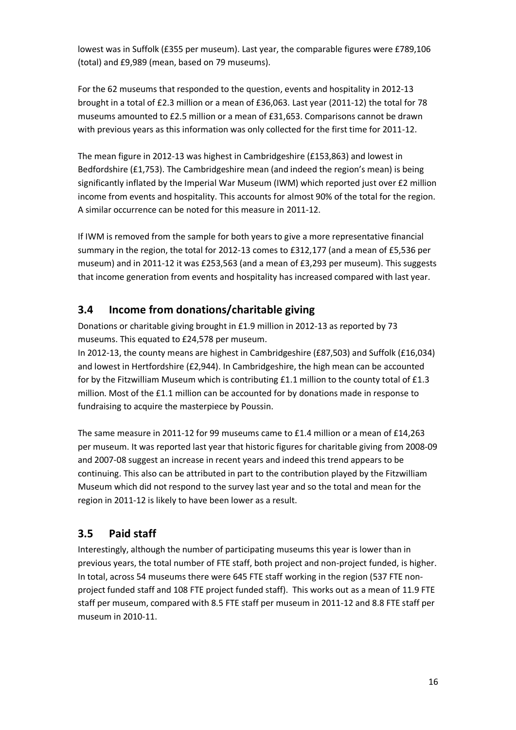lowest was in Suffolk (£355 per museum). Last year, the comparable figures were £789,106 (total) and £9,989 (mean, based on 79 museums).

For the 62 museums that responded to the question, events and hospitality in 2012-13 brought in a total of £2.3 million or a mean of £36,063. Last year (2011-12) the total for 78 museums amounted to £2.5 million or a mean of £31,653. Comparisons cannot be drawn with previous years as this information was only collected for the first time for 2011-12.

The mean figure in 2012-13 was highest in Cambridgeshire (£153,863) and lowest in Bedfordshire (£1,753). The Cambridgeshire mean (and indeed the region's mean) is being significantly inflated by the Imperial War Museum (IWM) which reported just over £2 million income from events and hospitality. This accounts for almost 90% of the total for the region. A similar occurrence can be noted for this measure in 2011-12.

If IWM is removed from the sample for both years to give a more representative financial summary in the region, the total for 2012-13 comes to £312,177 (and a mean of £5,536 per museum) and in 2011-12 it was £253,563 (and a mean of £3,293 per museum). This suggests that income generation from events and hospitality has increased compared with last year.

## 3.4 Income from donations/charitable giving

Donations or charitable giving brought in £1.9 million in 2012-13 as reported by 73 museums. This equated to £24,578 per museum.

In 2012-13, the county means are highest in Cambridgeshire (£87,503) and Suffolk (£16,034) and lowest in Hertfordshire (£2,944). In Cambridgeshire, the high mean can be accounted for by the Fitzwilliam Museum which is contributing £1.1 million to the county total of £1.3 million. Most of the £1.1 million can be accounted for by donations made in response to fundraising to acquire the masterpiece by Poussin.

The same measure in 2011-12 for 99 museums came to £1.4 million or a mean of £14,263 per museum. It was reported last year that historic figures for charitable giving from 2008-09 and 2007-08 suggest an increase in recent years and indeed this trend appears to be continuing. This also can be attributed in part to the contribution played by the Fitzwilliam Museum which did not respond to the survey last year and so the total and mean for the region in 2011-12 is likely to have been lower as a result.

## 3.5 Paid staff

Interestingly, although the number of participating museums this year is lower than in previous years, the total number of FTE staff, both project and non-project funded, is higher. In total, across 54 museums there were 645 FTE staff working in the region (537 FTE non-project funded staff and 108 FTE project funded staff). This works out as a mean of 11.9 FTE staff per museum, compared with 8.5 FTE staff per museum in 2011-12 and 8.8 FTE staff per museum in 2010-11.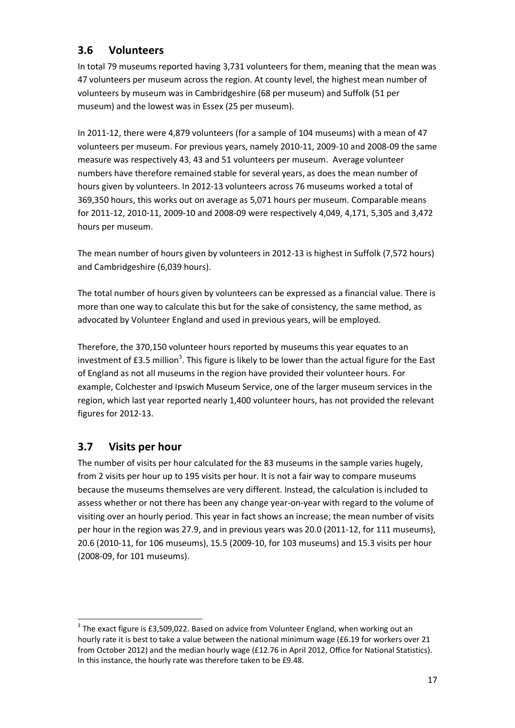## 3.6 Volunteers

In total 79 museums reported having 3,731 volunteers for them, meaning that the mean was 47 volunteers per museum across the region. At county level, the highest mean number of volunteers by museum was in Cambridgeshire (68 per museum) and Suffolk (51 per museum) and the lowest was in Essex (25 per museum).

In 2011-12, there were 4,879 volunteers (for a sample of 104 museums) with a mean of 47 volunteers per museum. For previous years, namely 2010-11, 2009-10 and 2008-09 the same measure was respectively 43, 43 and 51 volunteers per museum. Average volunteer numbers have therefore remained stable for several years, as does the mean number of hours given by volunteers. In 2012-13 volunteers across 76 museums worked a total of 369,350 hours, this works out on average as 5,071 hours per museum. Comparable means for 2011-12, 2010-11, 2009-10 and 2008-09 were respectively 4,049, 4,171, 5,305 and 3,472 hours per museum.

The mean number of hours given by volunteers in 2012-13 is highest in Suffolk (7,572 hours) and Cambridgeshire (6,039 hours).

The total number of hours given by volunteers can be expressed as a financial value. There is more than one way to calculate this but for the sake of consistency, the same method, as advocated by Volunteer England and used in previous years, will be employed.

Therefore, the 370,150 volunteer hours reported by museums this year equates to an investment of £3.5 million[3]. This figure is likely to be lower than the actual figure for the East of England as not all museums in the region have provided their volunteer hours. For example, Colchester and Ipswich Museum Service, one of the larger museum services in the region, which last year reported nearly 1,400 volunteer hours, has not provided the relevant figures for 2012-13.

## 3.7 Visits per hour

The number of visits per hour calculated for the 83 museums in the sample varies hugely, from 2 visits per hour up to 195 visits per hour. It is not a fair way to compare museums because the museums themselves are very different. Instead, the calculation is included to assess whether or not there has been any change year-on-year with regard to the volume of visiting over an hourly period. This year in fact shows an increase; the mean number of visits per hour in the region was 27.9, and in previous years was 20.0 (2011-12, for 111 museums), 20.6 (2010-11, for 106 museums), 15.5 (2009-10, for 103 museums) and 15.3 visits per hour (2008-09, for 101 museums).

[3] The exact figure is £3,509,022. Based on advice from Volunteer England, when working out an hourly rate it is best to take a value between the national minimum wage (£6.19 for workers over 21 from October 2012) and the median hourly wage (£12.76 in April 2012, Office for National Statistics). In this instance, the hourly rate was therefore taken to be £9.48.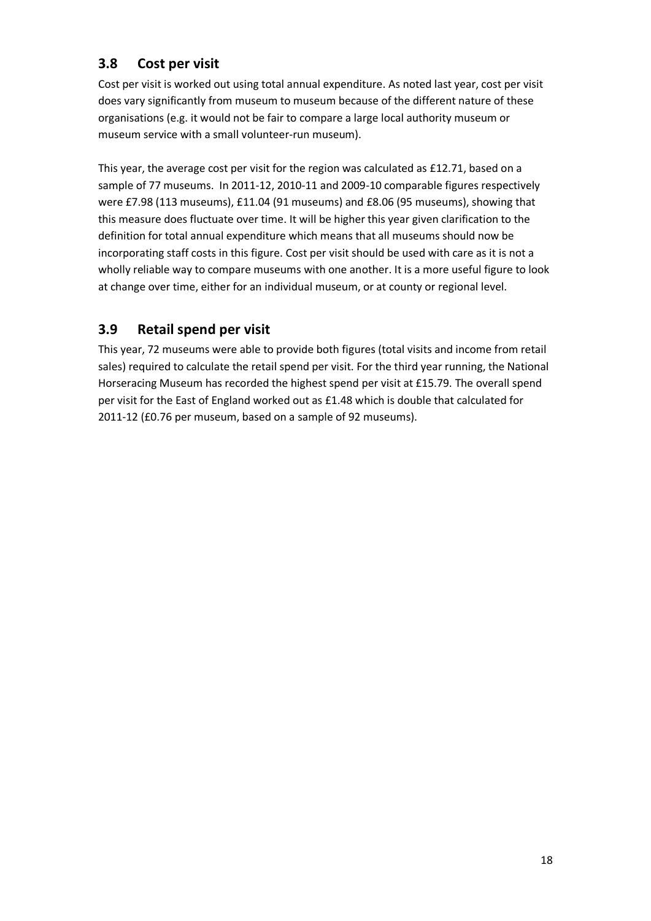## 3.8 Cost per visit

Cost per visit is worked out using total annual expenditure. As noted last year, cost per visit does vary significantly from museum to museum because of the different nature of these organisations (e.g. it would not be fair to compare a large local authority museum or museum service with a small volunteer-run museum).

This year, the average cost per visit for the region was calculated as £12.71, based on a sample of 77 museums. In 2011-12, 2010-11 and 2009-10 comparable figures respectively were £7.98 (113 museums), £11.04 (91 museums) and £8.06 (95 museums), showing that this measure does fluctuate over time. It will be higher this year given clarification to the definition for total annual expenditure which means that all museums should now be incorporating staff costs in this figure. Cost per visit should be used with care as it is not a wholly reliable way to compare museums with one another. It is a more useful figure to look at change over time, either for an individual museum, or at county or regional level.

## 3.9 Retail spend per visit

This year, 72 museums were able to provide both figures (total visits and income from retail sales) required to calculate the retail spend per visit. For the third year running, the National Horseracing Museum has recorded the highest spend per visit at £15.79. The overall spend per visit for the East of England worked out as £1.48 which is double that calculated for 2011-12 (£0.76 per museum, based on a sample of 92 museums).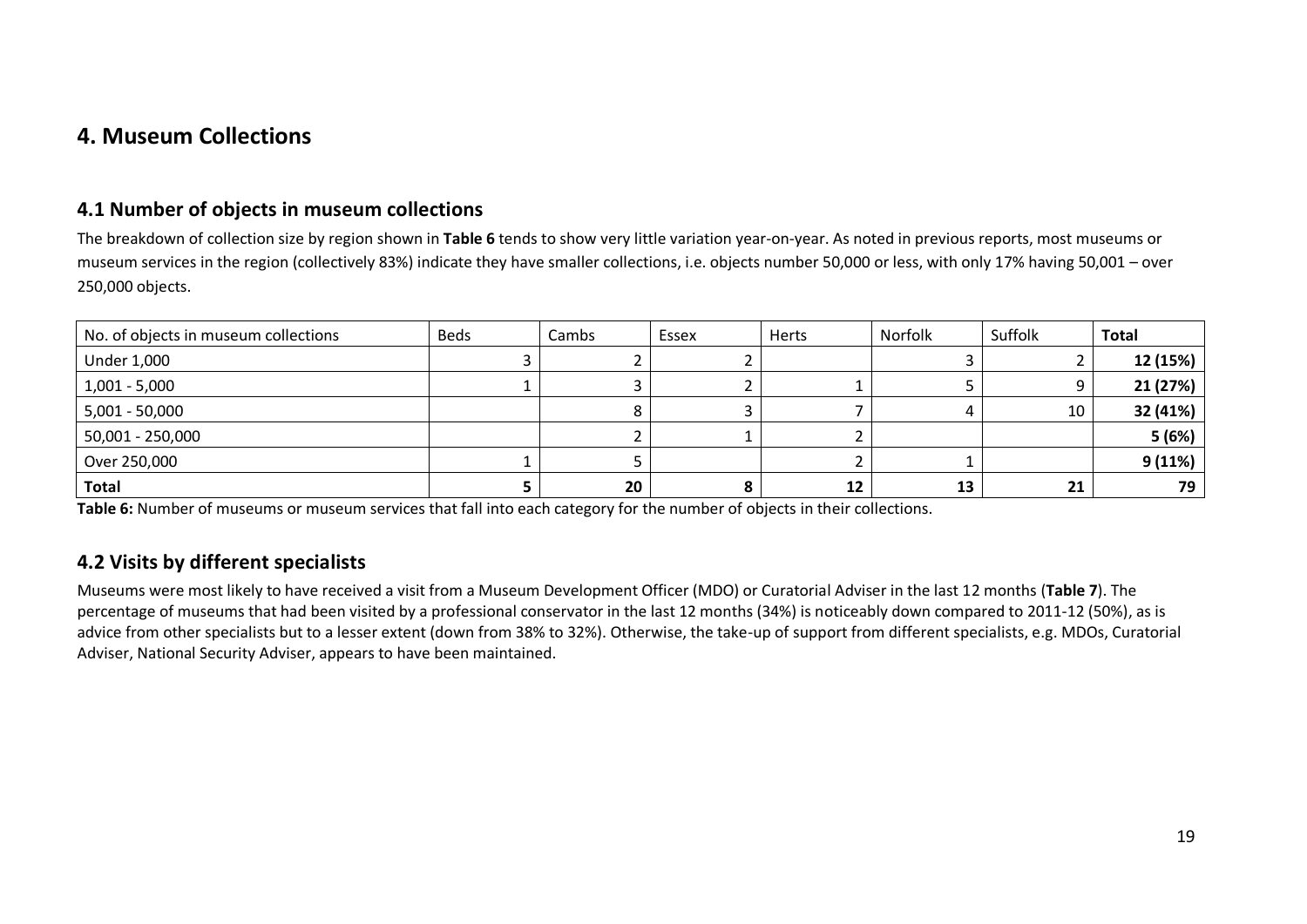## 4. Museum Collections

### 4.1 Number of objects in museum collections

The breakdown of collection size by region shown in **Table 6** tends to show very little variation year-on-year. As noted in previous reports, most museums or museum services in the region (collectively 83%) indicate they have smaller collections, i.e. objects number 50,000 or less, with only 17% having 50,001 – over 250,000 objects.

| No. of objects in museum collections | Beds | Cambs | Essex | Herts | Norfolk | Suffolk | **Total** |
|---|---|---|---|---|---|---|---|
| Under 1,000 | 3 | 2 | 2 | | 3 | 2 | **12 (15%)** |
| 1,001 - 5,000 | 1 | 3 | 2 | 1 | 5 | 9 | **21 (27%)** |
| 5,001 - 50,000 | | 8 | 3 | 7 | 4 | 10 | **32 (41%)** |
| 50,001 - 250,000 | | 2 | 1 | 2 | | | **5 (6%)** |
| Over 250,000 | 1 | 5 | | 2 | 1 | | **9 (11%)** |
| **Total** | **5** | **20** | **8** | **12** | **13** | **21** | **79** |

**Table 6:** Number of museums or museum services that fall into each category for the number of objects in their collections.

### 4.2 Visits by different specialists

Museums were most likely to have received a visit from a Museum Development Officer (MDO) or Curatorial Adviser in the last 12 months (**Table 7**). The percentage of museums that had been visited by a professional conservator in the last 12 months (34%) is noticeably down compared to 2011-12 (50%), as is advice from other specialists but to a lesser extent (down from 38% to 32%). Otherwise, the take-up of support from different specialists, e.g. MDOs, Curatorial Adviser, National Security Adviser, appears to have been maintained.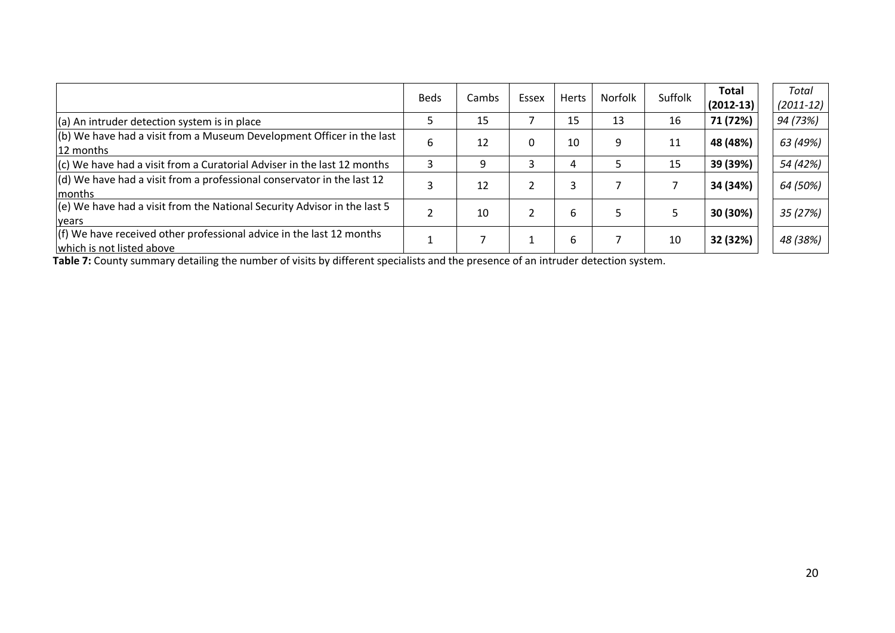| | Beds | Cambs | Essex | Herts | Norfolk | Suffolk | **Total (2012-13)** | *Total (2011-12)* |
|---|---|---|---|---|---|---|---|---|
| (a) An intruder detection system is in place | 5 | 15 | 7 | 15 | 13 | 16 | **71 (72%)** | *94 (73%)* |
| (b) We have had a visit from a Museum Development Officer in the last 12 months | 6 | 12 | 0 | 10 | 9 | 11 | **48 (48%)** | *63 (49%)* |
| (c) We have had a visit from a Curatorial Adviser in the last 12 months | 3 | 9 | 3 | 4 | 5 | 15 | **39 (39%)** | *54 (42%)* |
| (d) We have had a visit from a professional conservator in the last 12 months | 3 | 12 | 2 | 3 | 7 | 7 | **34 (34%)** | *64 (50%)* |
| (e) We have had a visit from the National Security Advisor in the last 5 years | 2 | 10 | 2 | 6 | 5 | 5 | **30 (30%)** | *35 (27%)* |
| (f) We have received other professional advice in the last 12 months which is not listed above | 1 | 7 | 1 | 6 | 7 | 10 | **32 (32%)** | *48 (38%)* |

**Table 7:** County summary detailing the number of visits by different specialists and the presence of an intruder detection system.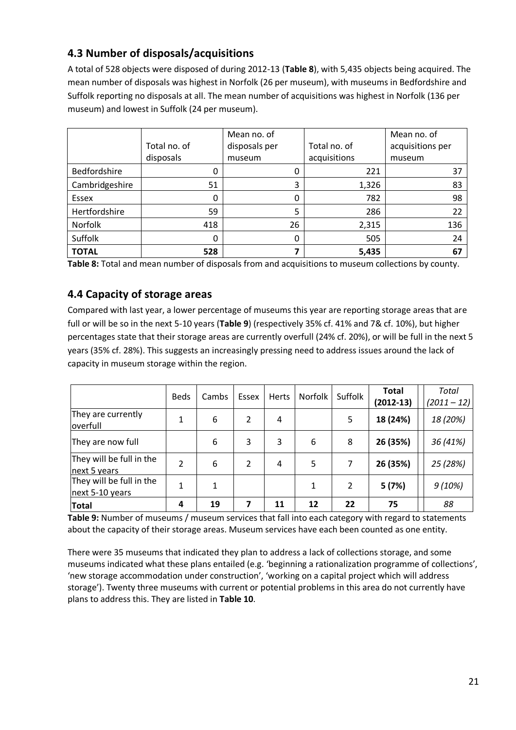## 4.3 Number of disposals/acquisitions

A total of 528 objects were disposed of during 2012-13 (**Table 8**), with 5,435 objects being acquired. The mean number of disposals was highest in Norfolk (26 per museum), with museums in Bedfordshire and Suffolk reporting no disposals at all. The mean number of acquisitions was highest in Norfolk (136 per museum) and lowest in Suffolk (24 per museum).

| | Total no. of disposals | Mean no. of disposals per museum | Total no. of acquisitions | Mean no. of acquisitions per museum |
|---|---|---|---|---|
| Bedfordshire | 0 | 0 | 221 | 37 |
| Cambridgeshire | 51 | 3 | 1,326 | 83 |
| Essex | 0 | 0 | 782 | 98 |
| Hertfordshire | 59 | 5 | 286 | 22 |
| Norfolk | 418 | 26 | 2,315 | 136 |
| Suffolk | 0 | 0 | 505 | 24 |
| **TOTAL** | **528** | **7** | **5,435** | **67** |

**Table 8:** Total and mean number of disposals from and acquisitions to museum collections by county.

## 4.4 Capacity of storage areas

Compared with last year, a lower percentage of museums this year are reporting storage areas that are full or will be so in the next 5-10 years (**Table 9**) (respectively 35% cf. 41% and 7& cf. 10%), but higher percentages state that their storage areas are currently overfull (24% cf. 20%), or will be full in the next 5 years (35% cf. 28%). This suggests an increasingly pressing need to address issues around the lack of capacity in museum storage within the region.

| | Beds | Cambs | Essex | Herts | Norfolk | Suffolk | **Total (2012-13)** | *Total (2011 – 12)* |
|---|---|---|---|---|---|---|---|---|
| They are currently overfull | 1 | 6 | 2 | 4 | | 5 | **18 (24%)** | *18 (20%)* |
| They are now full | | 6 | 3 | 3 | 6 | 8 | **26 (35%)** | *36 (41%)* |
| They will be full in the next 5 years | 2 | 6 | 2 | 4 | 5 | 7 | **26 (35%)** | *25 (28%)* |
| They will be full in the next 5-10 years | 1 | 1 | | | 1 | 2 | **5 (7%)** | *9 (10%)* |
| **Total** | **4** | **19** | **7** | **11** | **12** | **22** | **75** | *88* |

**Table 9:** Number of museums / museum services that fall into each category with regard to statements about the capacity of their storage areas. Museum services have each been counted as one entity.

There were 35 museums that indicated they plan to address a lack of collections storage, and some museums indicated what these plans entailed (e.g. 'beginning a rationalization programme of collections', 'new storage accommodation under construction', 'working on a capital project which will address storage'). Twenty three museums with current or potential problems in this area do not currently have plans to address this. They are listed in **Table 10**.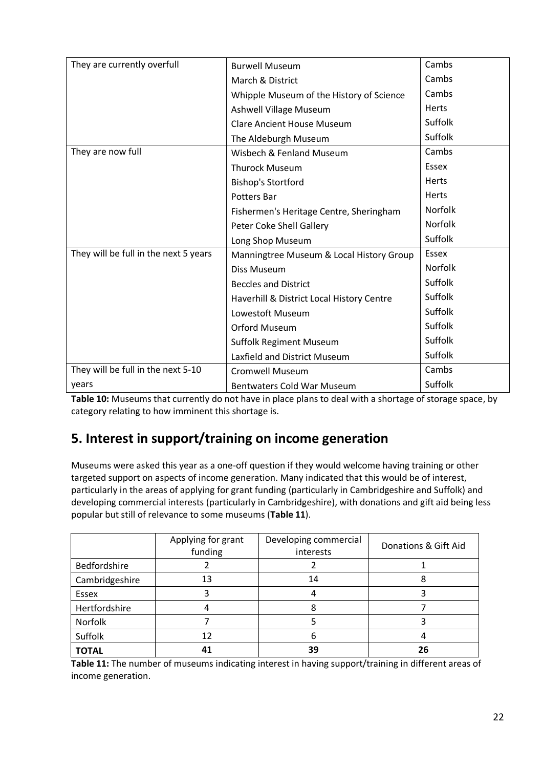| Category | Museum | County |
|---|---|---|
| They are currently overfull | Burwell Museum | Cambs |
| | March & District | Cambs |
| | Whipple Museum of the History of Science | Cambs |
| | Ashwell Village Museum | Herts |
| | Clare Ancient House Museum | Suffolk |
| | The Aldeburgh Museum | Suffolk |
| They are now full | Wisbech & Fenland Museum | Cambs |
| | Thurock Museum | Essex |
| | Bishop's Stortford | Herts |
| | Potters Bar | Herts |
| | Fishermen's Heritage Centre, Sheringham | Norfolk |
| | Peter Coke Shell Gallery | Norfolk |
| | Long Shop Museum | Suffolk |
| They will be full in the next 5 years | Manningtree Museum & Local History Group | Essex |
| | Diss Museum | Norfolk |
| | Beccles and District | Suffolk |
| | Haverhill & District Local History Centre | Suffolk |
| | Lowestoft Museum | Suffolk |
| | Orford Museum | Suffolk |
| | Suffolk Regiment Museum | Suffolk |
| | Laxfield and District Museum | Suffolk |
| They will be full in the next 5-10 years | Cromwell Museum | Cambs |
| | Bentwaters Cold War Museum | Suffolk |

**Table 10:** Museums that currently do not have in place plans to deal with a shortage of storage space, by category relating to how imminent this shortage is.

## 5. Interest in support/training on income generation

Museums were asked this year as a one-off question if they would welcome having training or other targeted support on aspects of income generation. Many indicated that this would be of interest, particularly in the areas of applying for grant funding (particularly in Cambridgeshire and Suffolk) and developing commercial interests (particularly in Cambridgeshire), with donations and gift aid being less popular but still of relevance to some museums (**Table 11**).

| | Applying for grant funding | Developing commercial interests | Donations & Gift Aid |
|---|---|---|---|
| Bedfordshire | 2 | 2 | 1 |
| Cambridgeshire | 13 | 14 | 8 |
| Essex | 3 | 4 | 3 |
| Hertfordshire | 4 | 8 | 7 |
| Norfolk | 7 | 5 | 3 |
| Suffolk | 12 | 6 | 4 |
| **TOTAL** | **41** | **39** | **26** |

**Table 11:** The number of museums indicating interest in having support/training in different areas of income generation.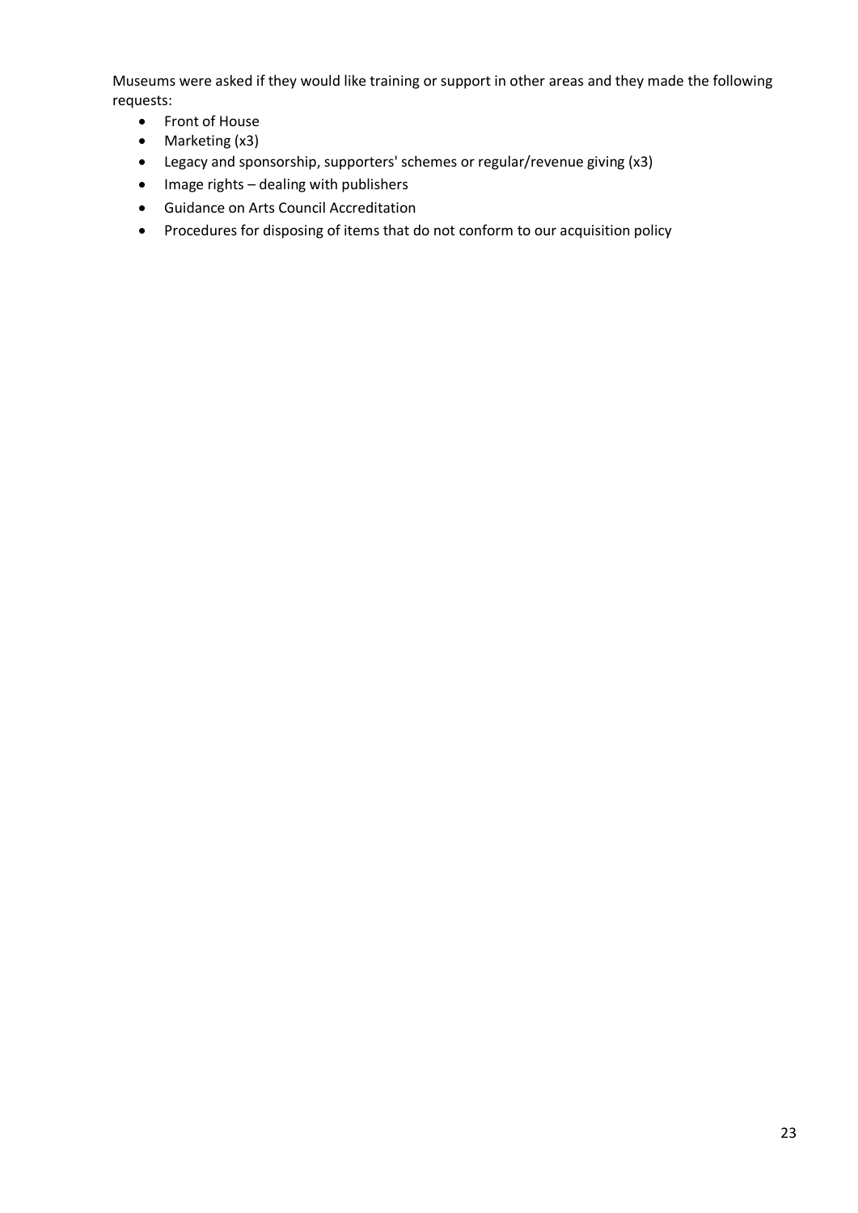Museums were asked if they would like training or support in other areas and they made the following requests:

- Front of House
- Marketing (x3)
- Legacy and sponsorship, supporters' schemes or regular/revenue giving (x3)
- Image rights – dealing with publishers
- Guidance on Arts Council Accreditation
- Procedures for disposing of items that do not conform to our acquisition policy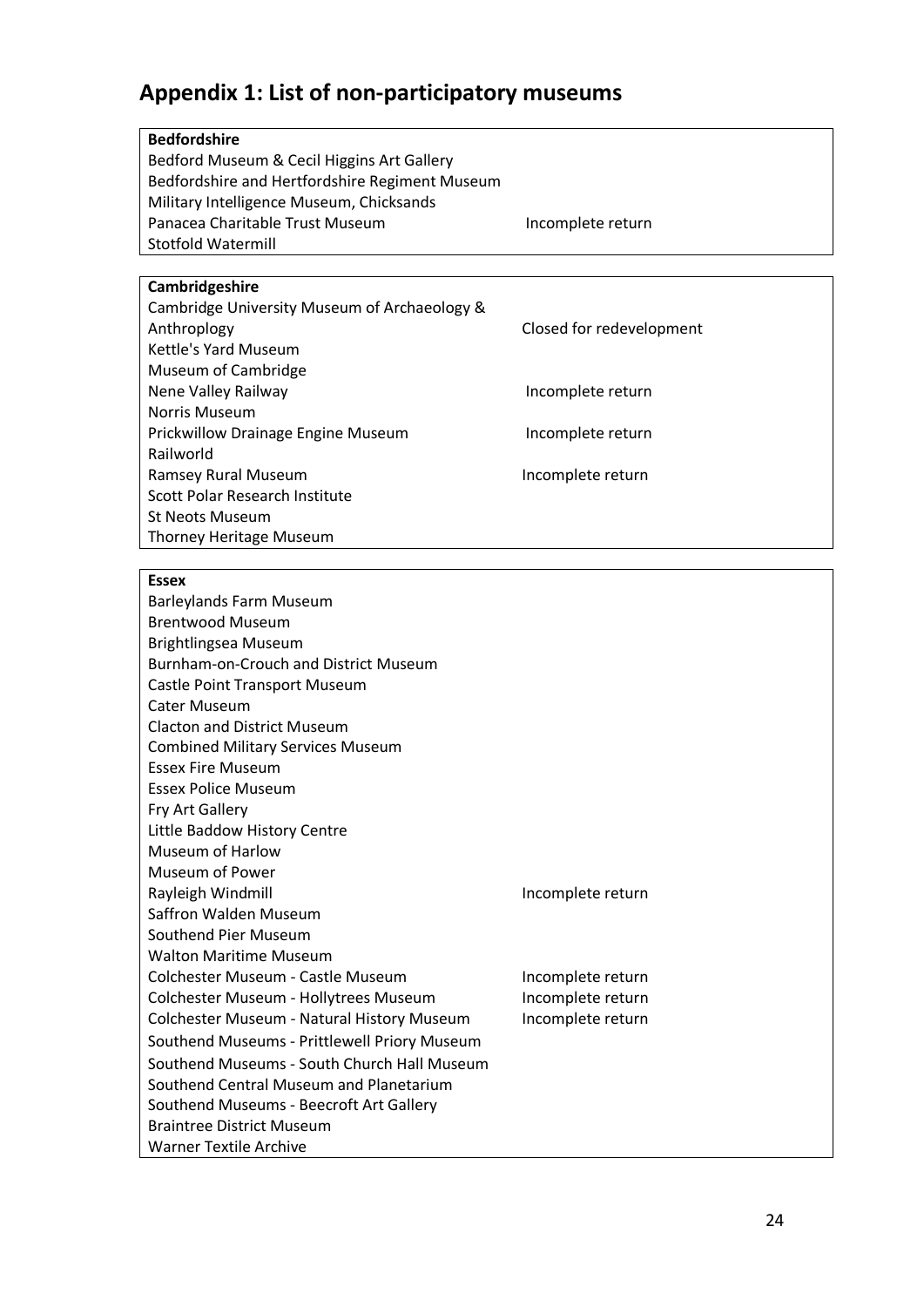## Appendix 1: List of non-participatory museums

| Bedfordshire | |
|---|---|
| Bedford Museum & Cecil Higgins Art Gallery | |
| Bedfordshire and Hertfordshire Regiment Museum | |
| Military Intelligence Museum, Chicksands | |
| Panacea Charitable Trust Museum | Incomplete return |
| Stotfold Watermill | |

| Cambridgeshire | |
|---|---|
| Cambridge University Museum of Archaeology & Anthroplogy | Closed for redevelopment |
| Kettle's Yard Museum | |
| Museum of Cambridge | |
| Nene Valley Railway | Incomplete return |
| Norris Museum | |
| Prickwillow Drainage Engine Museum | Incomplete return |
| Railworld | |
| Ramsey Rural Museum | Incomplete return |
| Scott Polar Research Institute | |
| St Neots Museum | |
| Thorney Heritage Museum | |

| Essex | |
|---|---|
| Barleylands Farm Museum | |
| Brentwood Museum | |
| Brightlingsea Museum | |
| Burnham-on-Crouch and District Museum | |
| Castle Point Transport Museum | |
| Cater Museum | |
| Clacton and District Museum | |
| Combined Military Services Museum | |
| Essex Fire Museum | |
| Essex Police Museum | |
| Fry Art Gallery | |
| Little Baddow History Centre | |
| Museum of Harlow | |
| Museum of Power | |
| Rayleigh Windmill | Incomplete return |
| Saffron Walden Museum | |
| Southend Pier Museum | |
| Walton Maritime Museum | |
| Colchester Museum - Castle Museum | Incomplete return |
| Colchester Museum - Hollytrees Museum | Incomplete return |
| Colchester Museum - Natural History Museum | Incomplete return |
| Southend Museums - Prittlewell Priory Museum | |
| Southend Museums - South Church Hall Museum | |
| Southend Central Museum and Planetarium | |
| Southend Museums - Beecroft Art Gallery | |
| Braintree District Museum | |
| Warner Textile Archive | |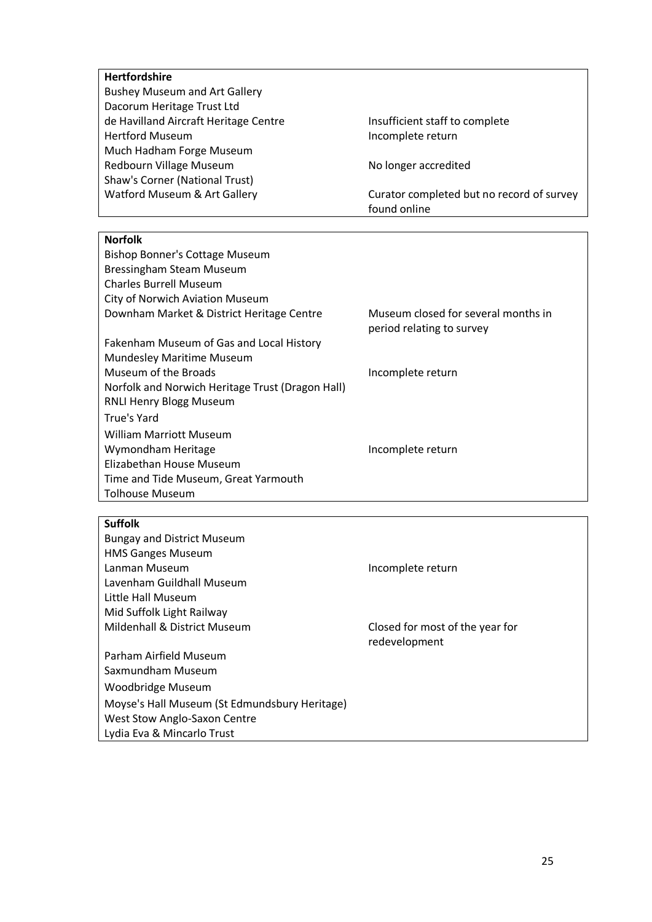| **Hertfordshire** | |
|---|---|
| Bushey Museum and Art Gallery | |
| Dacorum Heritage Trust Ltd | |
| de Havilland Aircraft Heritage Centre | Insufficient staff to complete |
| Hertford Museum | Incomplete return |
| Much Hadham Forge Museum | |
| Redbourn Village Museum | No longer accredited |
| Shaw's Corner (National Trust) | |
| Watford Museum & Art Gallery | Curator completed but no record of survey found online |

| **Norfolk** | |
|---|---|
| Bishop Bonner's Cottage Museum | |
| Bressingham Steam Museum | |
| Charles Burrell Museum | |
| City of Norwich Aviation Museum | |
| Downham Market & District Heritage Centre | Museum closed for several months in period relating to survey |
| Fakenham Museum of Gas and Local History | |
| Mundesley Maritime Museum | |
| Museum of the Broads | Incomplete return |
| Norfolk and Norwich Heritage Trust (Dragon Hall) | |
| RNLI Henry Blogg Museum | |
| True's Yard | |
| William Marriott Museum | |
| Wymondham Heritage | Incomplete return |
| Elizabethan House Museum | |
| Time and Tide Museum, Great Yarmouth | |
| Tolhouse Museum | |

| **Suffolk** | |
|---|---|
| Bungay and District Museum | |
| HMS Ganges Museum | |
| Lanman Museum | Incomplete return |
| Lavenham Guildhall Museum | |
| Little Hall Museum | |
| Mid Suffolk Light Railway | |
| Mildenhall & District Museum | Closed for most of the year for redevelopment |
| Parham Airfield Museum | |
| Saxmundham Museum | |
| Woodbridge Museum | |
| Moyse's Hall Museum (St Edmundsbury Heritage) | |
| West Stow Anglo-Saxon Centre | |
| Lydia Eva & Mincarlo Trust | |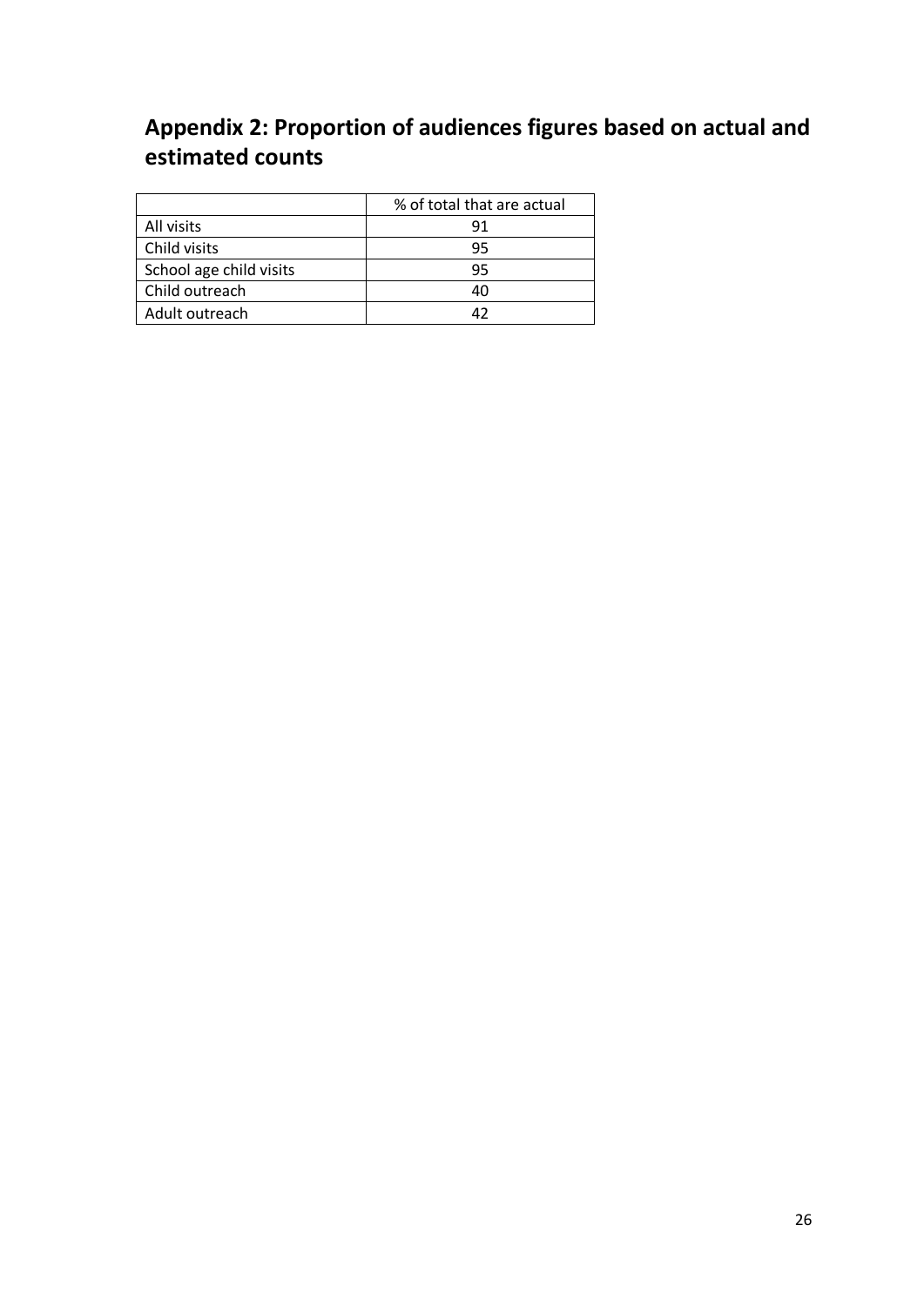## Appendix 2: Proportion of audiences figures based on actual and estimated counts

| | % of total that are actual |
|---|---|
| All visits | 91 |
| Child visits | 95 |
| School age child visits | 95 |
| Child outreach | 40 |
| Adult outreach | 42 |